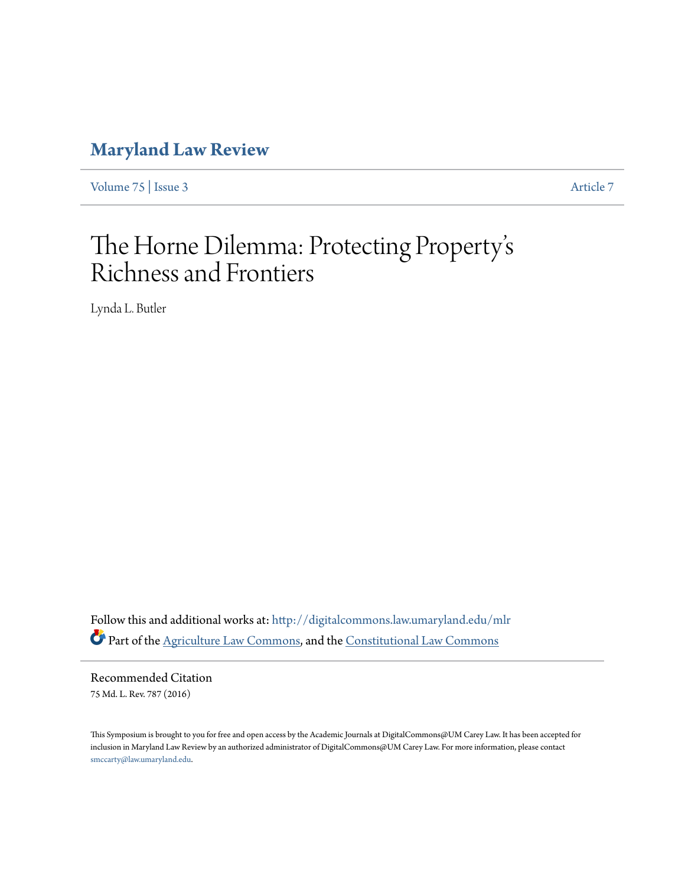# Maryland Law Review

Volume 75 | Issue 3 Article 7

# The Horne Dilemma: Protecting Property's Richness and Frontiers

Lynda L. Butler

Follow this and additional works at: http://digitalcommons.law.umaryland.edu/mlr

Part of the Agriculture Law Commons, and the Constitutional Law Commons

## Recommended Citation

75 Md. L. Rev. 787 (2016)

This Symposium is brought to you for free and open access by the Academic Journals at DigitalCommons@UM Carey Law. It has been accepted for inclusion in Maryland Law Review by an authorized administrator of DigitalCommons@UM Carey Law. For more information, please contact smccarty@law.umaryland.edu.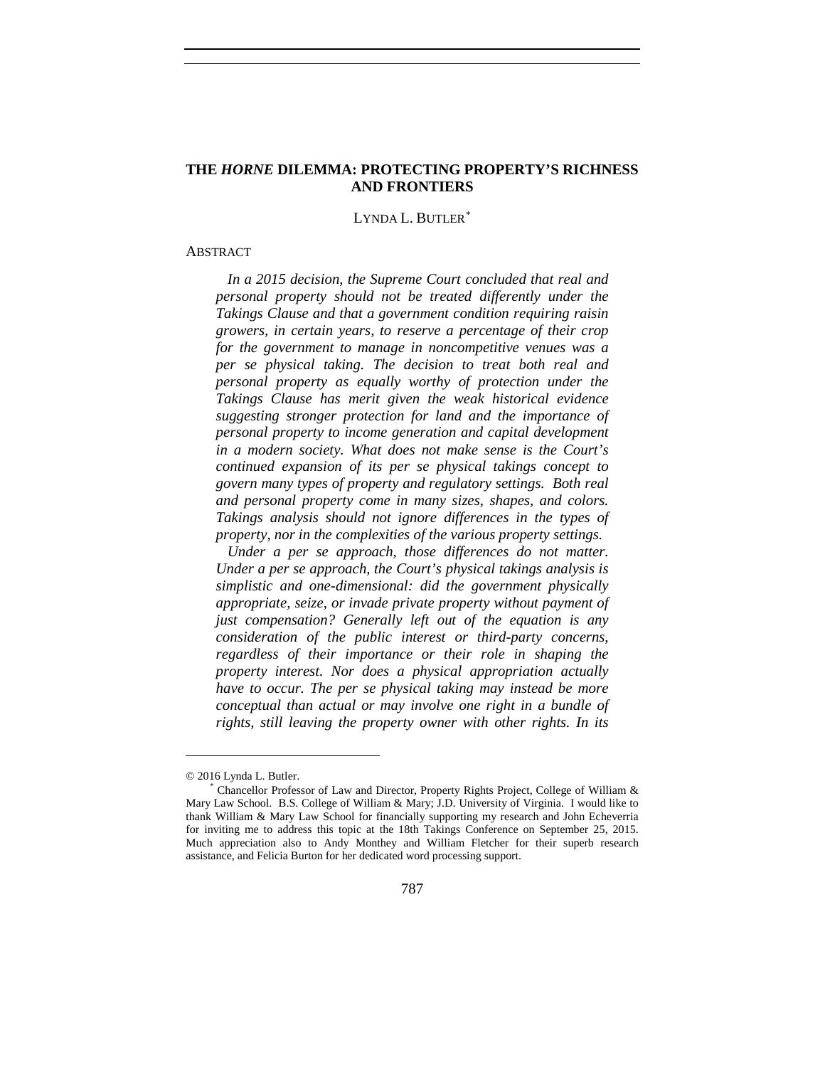# THE *HORNE* DILEMMA: PROTECTING PROPERTY'S RICHNESS AND FRONTIERS

LYNDA L. BUTLER[*]

ABSTRACT

*In a 2015 decision, the Supreme Court concluded that real and personal property should not be treated differently under the Takings Clause and that a government condition requiring raisin growers, in certain years, to reserve a percentage of their crop for the government to manage in noncompetitive venues was a per se physical taking. The decision to treat both real and personal property as equally worthy of protection under the Takings Clause has merit given the weak historical evidence suggesting stronger protection for land and the importance of personal property to income generation and capital development in a modern society. What does not make sense is the Court's continued expansion of its per se physical takings concept to govern many types of property and regulatory settings. Both real and personal property come in many sizes, shapes, and colors. Takings analysis should not ignore differences in the types of property, nor in the complexities of the various property settings.*

*Under a per se approach, those differences do not matter. Under a per se approach, the Court's physical takings analysis is simplistic and one-dimensional: did the government physically appropriate, seize, or invade private property without payment of just compensation? Generally left out of the equation is any consideration of the public interest or third-party concerns, regardless of their importance or their role in shaping the property interest. Nor does a physical appropriation actually have to occur. The per se physical taking may instead be more conceptual than actual or may involve one right in a bundle of rights, still leaving the property owner with other rights. In its*

---

© 2016 Lynda L. Butler.

[*] Chancellor Professor of Law and Director, Property Rights Project, College of William & Mary Law School. B.S. College of William & Mary; J.D. University of Virginia. I would like to thank William & Mary Law School for financially supporting my research and John Echeverria for inviting me to address this topic at the 18th Takings Conference on September 25, 2015. Much appreciation also to Andy Monthey and William Fletcher for their superb research assistance, and Felicia Burton for her dedicated word processing support.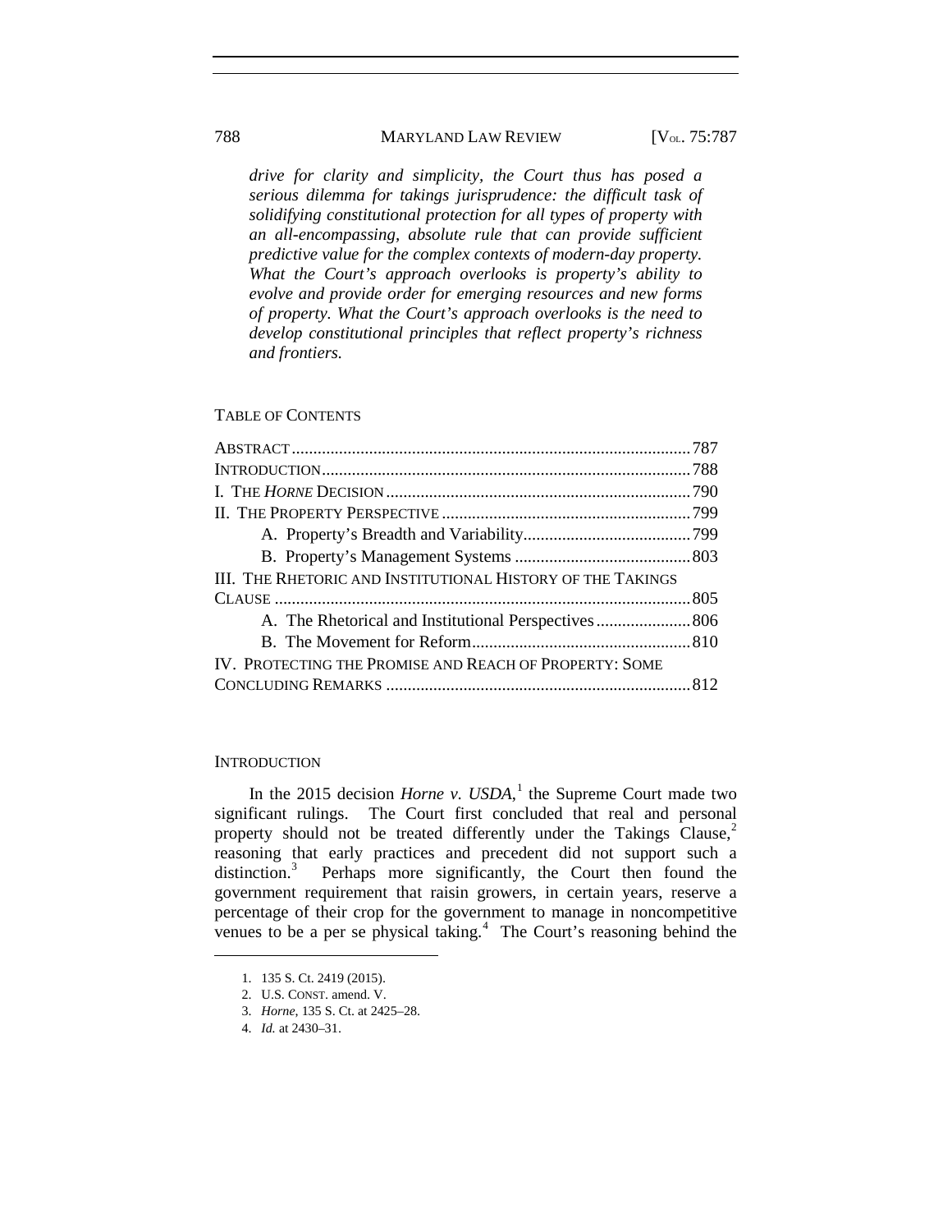*drive for clarity and simplicity, the Court thus has posed a serious dilemma for takings jurisprudence: the difficult task of solidifying constitutional protection for all types of property with an all-encompassing, absolute rule that can provide sufficient predictive value for the complex contexts of modern-day property. What the Court's approach overlooks is property's ability to evolve and provide order for emerging resources and new forms of property. What the Court's approach overlooks is the need to develop constitutional principles that reflect property's richness and frontiers.*

TABLE OF CONTENTS

| | |
|---|---|
| ABSTRACT | 787 |
| INTRODUCTION | 788 |
| I. THE *HORNE* DECISION | 790 |
| II. THE PROPERTY PERSPECTIVE | 799 |
| A. Property's Breadth and Variability | 799 |
| B. Property's Management Systems | 803 |
| III. THE RHETORIC AND INSTITUTIONAL HISTORY OF THE TAKINGS CLAUSE | 805 |
| A. The Rhetorical and Institutional Perspectives | 806 |
| B. The Movement for Reform | 810 |
| IV. PROTECTING THE PROMISE AND REACH OF PROPERTY: SOME CONCLUDING REMARKS | 812 |

## INTRODUCTION

In the 2015 decision *Horne v. USDA*,[1] the Supreme Court made two significant rulings. The Court first concluded that real and personal property should not be treated differently under the Takings Clause,[2] reasoning that early practices and precedent did not support such a distinction.[3] Perhaps more significantly, the Court then found the government requirement that raisin growers, in certain years, reserve a percentage of their crop for the government to manage in noncompetitive venues to be a per se physical taking.[4] The Court's reasoning behind the

1. 135 S. Ct. 2419 (2015).
2. U.S. CONST. amend. V.
3. *Horne*, 135 S. Ct. at 2425–28.
4. *Id.* at 2430–31.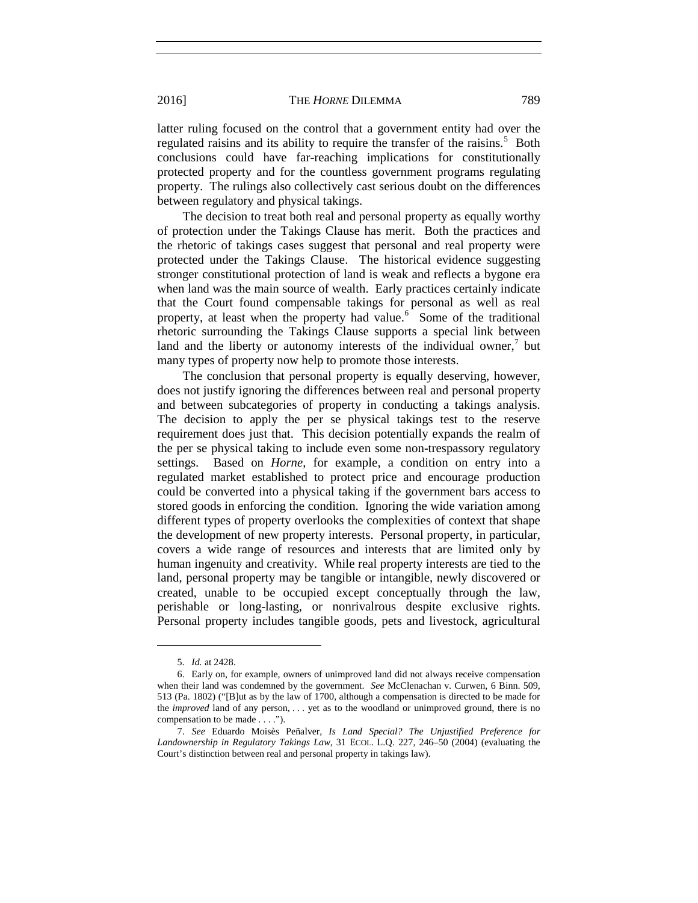latter ruling focused on the control that a government entity had over the regulated raisins and its ability to require the transfer of the raisins.[5] Both conclusions could have far-reaching implications for constitutionally protected property and for the countless government programs regulating property. The rulings also collectively cast serious doubt on the differences between regulatory and physical takings.

The decision to treat both real and personal property as equally worthy of protection under the Takings Clause has merit. Both the practices and the rhetoric of takings cases suggest that personal and real property were protected under the Takings Clause. The historical evidence suggesting stronger constitutional protection of land is weak and reflects a bygone era when land was the main source of wealth. Early practices certainly indicate that the Court found compensable takings for personal as well as real property, at least when the property had value.[6] Some of the traditional rhetoric surrounding the Takings Clause supports a special link between land and the liberty or autonomy interests of the individual owner,[7] but many types of property now help to promote those interests.

The conclusion that personal property is equally deserving, however, does not justify ignoring the differences between real and personal property and between subcategories of property in conducting a takings analysis. The decision to apply the per se physical takings test to the reserve requirement does just that. This decision potentially expands the realm of the per se physical taking to include even some non-trespassory regulatory settings. Based on *Horne*, for example, a condition on entry into a regulated market established to protect price and encourage production could be converted into a physical taking if the government bars access to stored goods in enforcing the condition. Ignoring the wide variation among different types of property overlooks the complexities of context that shape the development of new property interests. Personal property, in particular, covers a wide range of resources and interests that are limited only by human ingenuity and creativity. While real property interests are tied to the land, personal property may be tangible or intangible, newly discovered or created, unable to be occupied except conceptually through the law, perishable or long-lasting, or nonrivalrous despite exclusive rights. Personal property includes tangible goods, pets and livestock, agricultural

---

5. *Id.* at 2428.

6. Early on, for example, owners of unimproved land did not always receive compensation when their land was condemned by the government. *See* McClenachan v. Curwen, 6 Binn. 509, 513 (Pa. 1802) ("[B]ut as by the law of 1700, although a compensation is directed to be made for the *improved* land of any person, . . . yet as to the woodland or unimproved ground, there is no compensation to be made . . . .").

7. *See* Eduardo Moisès Peñalver, *Is Land Special? The Unjustified Preference for Landownership in Regulatory Takings Law*, 31 ECOL. L.Q. 227, 246–50 (2004) (evaluating the Court's distinction between real and personal property in takings law).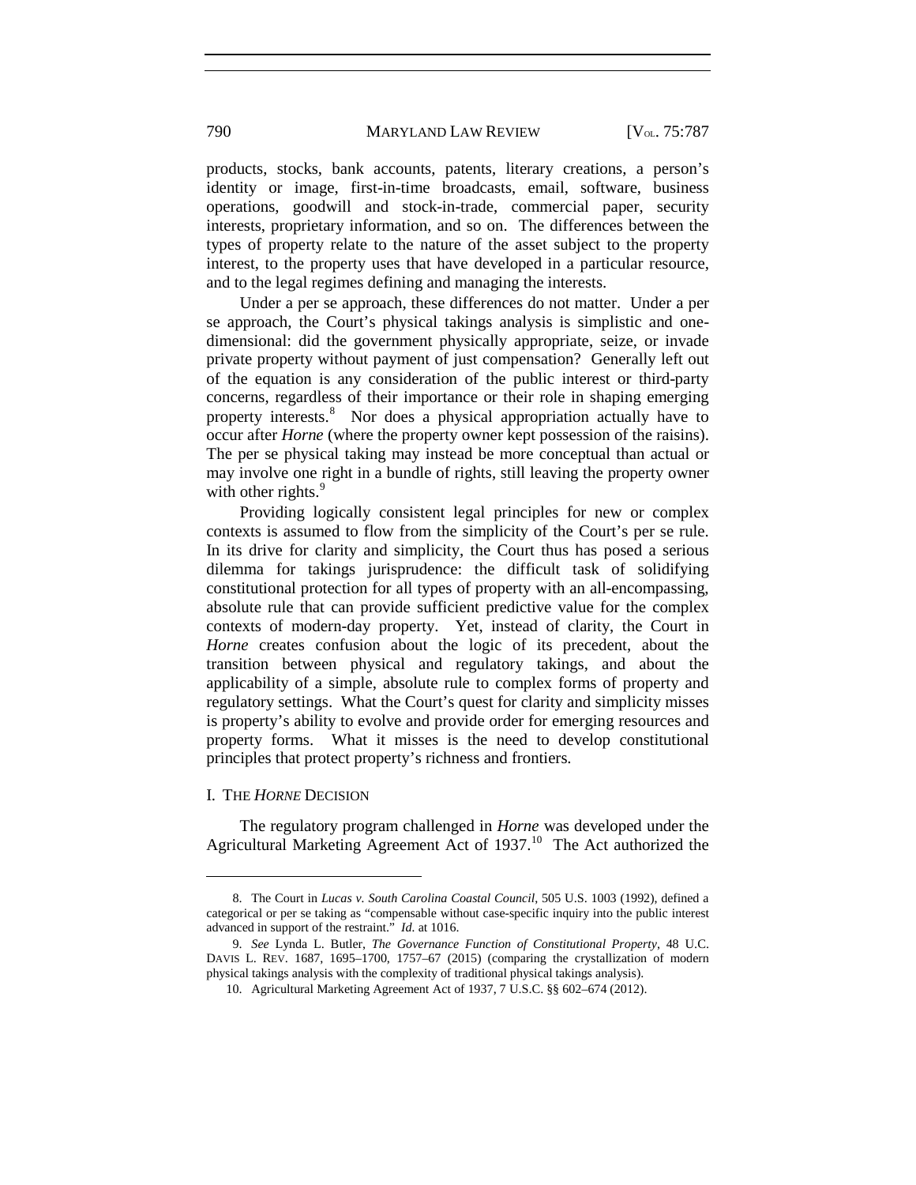products, stocks, bank accounts, patents, literary creations, a person's identity or image, first-in-time broadcasts, email, software, business operations, goodwill and stock-in-trade, commercial paper, security interests, proprietary information, and so on. The differences between the types of property relate to the nature of the asset subject to the property interest, to the property uses that have developed in a particular resource, and to the legal regimes defining and managing the interests.

Under a per se approach, these differences do not matter. Under a per se approach, the Court's physical takings analysis is simplistic and one-dimensional: did the government physically appropriate, seize, or invade private property without payment of just compensation? Generally left out of the equation is any consideration of the public interest or third-party concerns, regardless of their importance or their role in shaping emerging property interests.[8] Nor does a physical appropriation actually have to occur after *Horne* (where the property owner kept possession of the raisins). The per se physical taking may instead be more conceptual than actual or may involve one right in a bundle of rights, still leaving the property owner with other rights.[9]

Providing logically consistent legal principles for new or complex contexts is assumed to flow from the simplicity of the Court's per se rule. In its drive for clarity and simplicity, the Court thus has posed a serious dilemma for takings jurisprudence: the difficult task of solidifying constitutional protection for all types of property with an all-encompassing, absolute rule that can provide sufficient predictive value for the complex contexts of modern-day property. Yet, instead of clarity, the Court in *Horne* creates confusion about the logic of its precedent, about the transition between physical and regulatory takings, and about the applicability of a simple, absolute rule to complex forms of property and regulatory settings. What the Court's quest for clarity and simplicity misses is property's ability to evolve and provide order for emerging resources and property forms. What it misses is the need to develop constitutional principles that protect property's richness and frontiers.

## I. THE *HORNE* DECISION

The regulatory program challenged in *Horne* was developed under the Agricultural Marketing Agreement Act of 1937.[10] The Act authorized the

---

8. The Court in *Lucas v. South Carolina Coastal Council*, 505 U.S. 1003 (1992), defined a categorical or per se taking as "compensable without case-specific inquiry into the public interest advanced in support of the restraint." *Id.* at 1016.

9. *See* Lynda L. Butler, *The Governance Function of Constitutional Property*, 48 U.C. DAVIS L. REV. 1687, 1695–1700, 1757–67 (2015) (comparing the crystallization of modern physical takings analysis with the complexity of traditional physical takings analysis).

10. Agricultural Marketing Agreement Act of 1937, 7 U.S.C. §§ 602–674 (2012).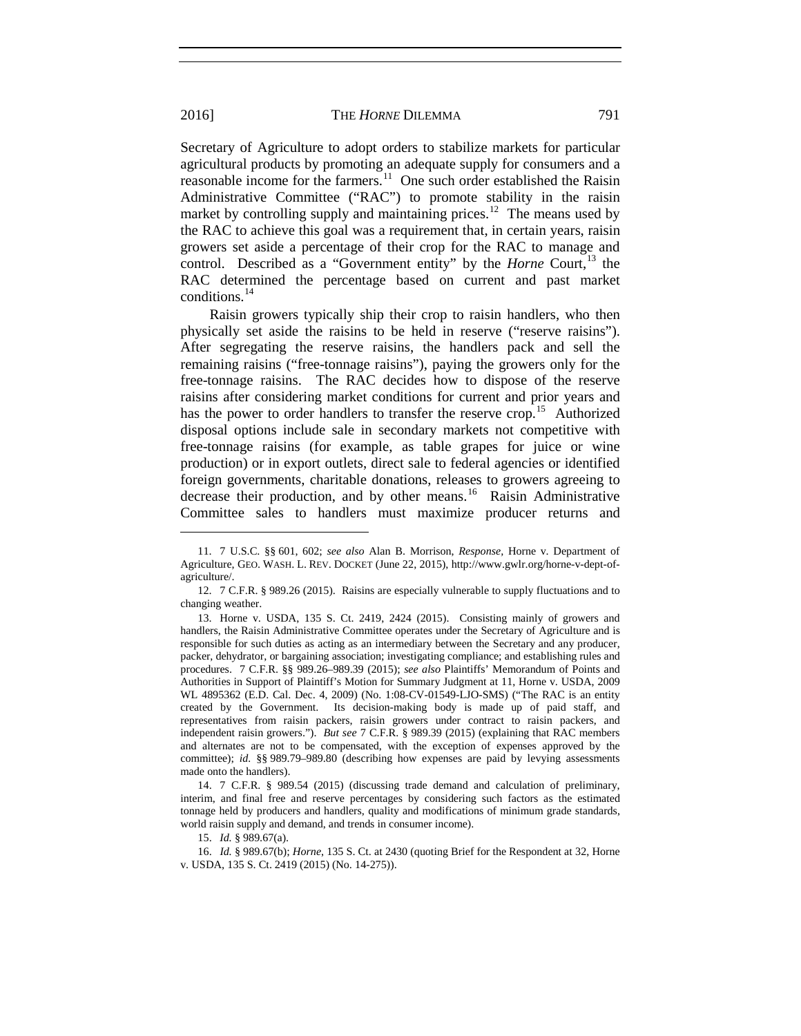Secretary of Agriculture to adopt orders to stabilize markets for particular agricultural products by promoting an adequate supply for consumers and a reasonable income for the farmers.[11] One such order established the Raisin Administrative Committee ("RAC") to promote stability in the raisin market by controlling supply and maintaining prices.[12] The means used by the RAC to achieve this goal was a requirement that, in certain years, raisin growers set aside a percentage of their crop for the RAC to manage and control. Described as a "Government entity" by the *Horne* Court,[13] the RAC determined the percentage based on current and past market conditions.[14]

Raisin growers typically ship their crop to raisin handlers, who then physically set aside the raisins to be held in reserve ("reserve raisins"). After segregating the reserve raisins, the handlers pack and sell the remaining raisins ("free-tonnage raisins"), paying the growers only for the free-tonnage raisins. The RAC decides how to dispose of the reserve raisins after considering market conditions for current and prior years and has the power to order handlers to transfer the reserve crop.[15] Authorized disposal options include sale in secondary markets not competitive with free-tonnage raisins (for example, as table grapes for juice or wine production) or in export outlets, direct sale to federal agencies or identified foreign governments, charitable donations, releases to growers agreeing to decrease their production, and by other means.[16] Raisin Administrative Committee sales to handlers must maximize producer returns and

---

11. 7 U.S.C. §§ 601, 602; *see also* Alan B. Morrison, *Response*, Horne v. Department of Agriculture, GEO. WASH. L. REV. DOCKET (June 22, 2015), http://www.gwlr.org/horne-v-dept-of-agriculture/.

12. 7 C.F.R. § 989.26 (2015). Raisins are especially vulnerable to supply fluctuations and to changing weather.

13. Horne v. USDA, 135 S. Ct. 2419, 2424 (2015). Consisting mainly of growers and handlers, the Raisin Administrative Committee operates under the Secretary of Agriculture and is responsible for such duties as acting as an intermediary between the Secretary and any producer, packer, dehydrator, or bargaining association; investigating compliance; and establishing rules and procedures. 7 C.F.R. §§ 989.26–989.39 (2015); *see also* Plaintiffs' Memorandum of Points and Authorities in Support of Plaintiff's Motion for Summary Judgment at 11, Horne v. USDA, 2009 WL 4895362 (E.D. Cal. Dec. 4, 2009) (No. 1:08-CV-01549-LJO-SMS) ("The RAC is an entity created by the Government. Its decision-making body is made up of paid staff, and representatives from raisin packers, raisin growers under contract to raisin packers, and independent raisin growers."). *But see* 7 C.F.R. § 989.39 (2015) (explaining that RAC members and alternates are not to be compensated, with the exception of expenses approved by the committee); *id.* §§ 989.79–989.80 (describing how expenses are paid by levying assessments made onto the handlers).

14. 7 C.F.R. § 989.54 (2015) (discussing trade demand and calculation of preliminary, interim, and final free and reserve percentages by considering such factors as the estimated tonnage held by producers and handlers, quality and modifications of minimum grade standards, world raisin supply and demand, and trends in consumer income).

15. *Id.* § 989.67(a).

16. *Id.* § 989.67(b); *Horne*, 135 S. Ct. at 2430 (quoting Brief for the Respondent at 32, Horne v. USDA, 135 S. Ct. 2419 (2015) (No. 14-275)).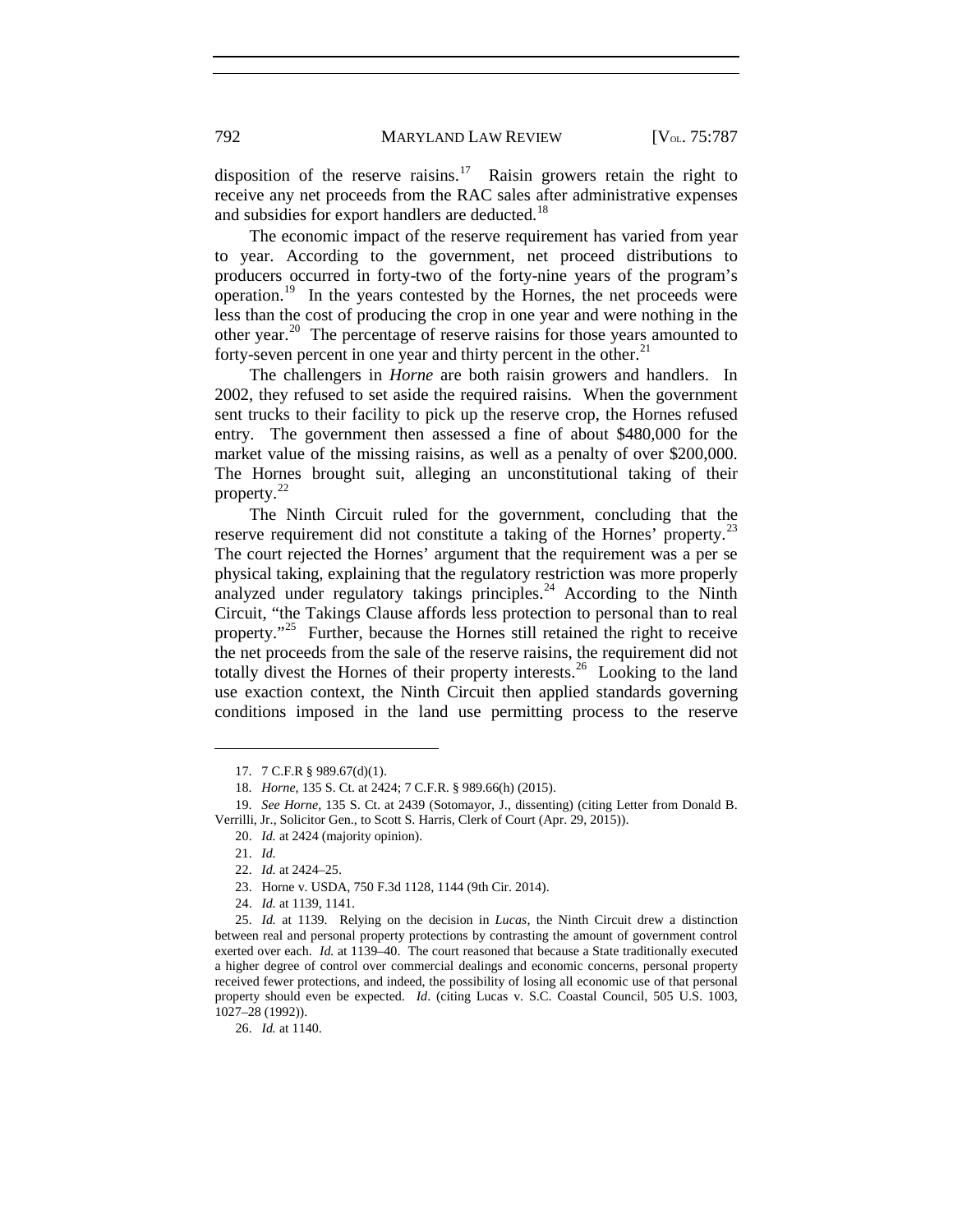disposition of the reserve raisins.[17] Raisin growers retain the right to receive any net proceeds from the RAC sales after administrative expenses and subsidies for export handlers are deducted.[18]

The economic impact of the reserve requirement has varied from year to year. According to the government, net proceed distributions to producers occurred in forty-two of the forty-nine years of the program's operation.[19] In the years contested by the Hornes, the net proceeds were less than the cost of producing the crop in one year and were nothing in the other year.[20] The percentage of reserve raisins for those years amounted to forty-seven percent in one year and thirty percent in the other.[21]

The challengers in *Horne* are both raisin growers and handlers. In 2002, they refused to set aside the required raisins. When the government sent trucks to their facility to pick up the reserve crop, the Hornes refused entry. The government then assessed a fine of about $480,000 for the market value of the missing raisins, as well as a penalty of over $200,000. The Hornes brought suit, alleging an unconstitutional taking of their property.[22]

The Ninth Circuit ruled for the government, concluding that the reserve requirement did not constitute a taking of the Hornes' property.[23] The court rejected the Hornes' argument that the requirement was a per se physical taking, explaining that the regulatory restriction was more properly analyzed under regulatory takings principles.[24] According to the Ninth Circuit, "the Takings Clause affords less protection to personal than to real property."[25] Further, because the Hornes still retained the right to receive the net proceeds from the sale of the reserve raisins, the requirement did not totally divest the Hornes of their property interests.[26] Looking to the land use exaction context, the Ninth Circuit then applied standards governing conditions imposed in the land use permitting process to the reserve

---

17. 7 C.F.R § 989.67(d)(1).

18. *Horne*, 135 S. Ct. at 2424; 7 C.F.R. § 989.66(h) (2015).

19. *See Horne*, 135 S. Ct. at 2439 (Sotomayor, J., dissenting) (citing Letter from Donald B. Verrilli, Jr., Solicitor Gen., to Scott S. Harris, Clerk of Court (Apr. 29, 2015)).

20. *Id.* at 2424 (majority opinion).

21. *Id.*

22. *Id.* at 2424–25.

23. Horne v. USDA, 750 F.3d 1128, 1144 (9th Cir. 2014).

24. *Id.* at 1139, 1141.

25. *Id.* at 1139. Relying on the decision in *Lucas*, the Ninth Circuit drew a distinction between real and personal property protections by contrasting the amount of government control exerted over each. *Id.* at 1139–40. The court reasoned that because a State traditionally executed a higher degree of control over commercial dealings and economic concerns, personal property received fewer protections, and indeed, the possibility of losing all economic use of that personal property should even be expected. *Id*. (citing Lucas v. S.C. Coastal Council, 505 U.S. 1003, 1027–28 (1992)).

26. *Id.* at 1140.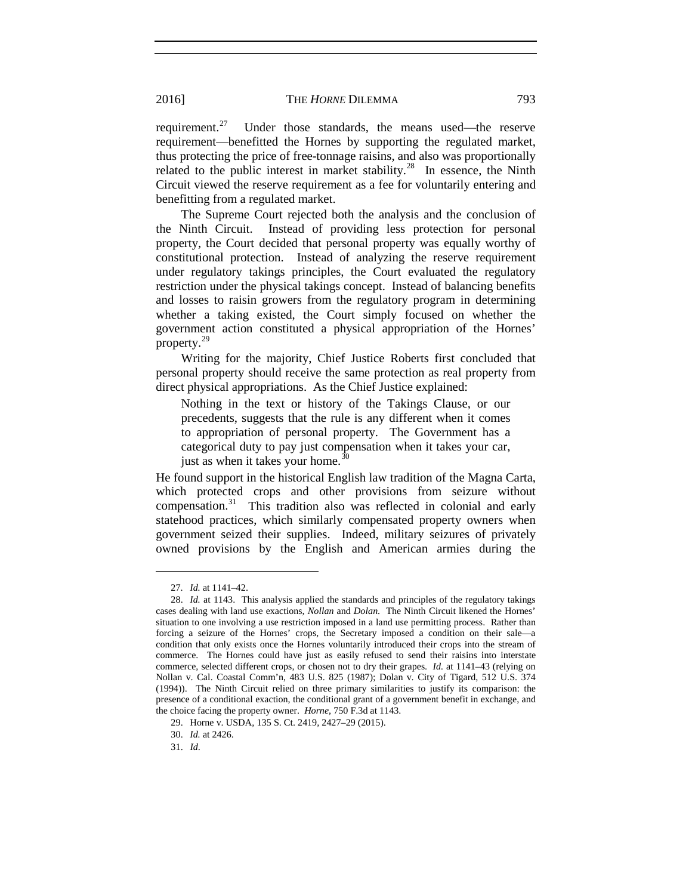requirement.[27] Under those standards, the means used—the reserve requirement—benefitted the Hornes by supporting the regulated market, thus protecting the price of free-tonnage raisins, and also was proportionally related to the public interest in market stability.[28] In essence, the Ninth Circuit viewed the reserve requirement as a fee for voluntarily entering and benefitting from a regulated market.

The Supreme Court rejected both the analysis and the conclusion of the Ninth Circuit. Instead of providing less protection for personal property, the Court decided that personal property was equally worthy of constitutional protection. Instead of analyzing the reserve requirement under regulatory takings principles, the Court evaluated the regulatory restriction under the physical takings concept. Instead of balancing benefits and losses to raisin growers from the regulatory program in determining whether a taking existed, the Court simply focused on whether the government action constituted a physical appropriation of the Hornes' property.[29]

Writing for the majority, Chief Justice Roberts first concluded that personal property should receive the same protection as real property from direct physical appropriations. As the Chief Justice explained:

> Nothing in the text or history of the Takings Clause, or our precedents, suggests that the rule is any different when it comes to appropriation of personal property. The Government has a categorical duty to pay just compensation when it takes your car, just as when it takes your home.[30]

He found support in the historical English law tradition of the Magna Carta, which protected crops and other provisions from seizure without compensation.[31] This tradition also was reflected in colonial and early statehood practices, which similarly compensated property owners when government seized their supplies. Indeed, military seizures of privately owned provisions by the English and American armies during the

---

27. *Id.* at 1141–42.

28. *Id.* at 1143. This analysis applied the standards and principles of the regulatory takings cases dealing with land use exactions, *Nollan* and *Dolan*. The Ninth Circuit likened the Hornes' situation to one involving a use restriction imposed in a land use permitting process. Rather than forcing a seizure of the Hornes' crops, the Secretary imposed a condition on their sale—a condition that only exists once the Hornes voluntarily introduced their crops into the stream of commerce. The Hornes could have just as easily refused to send their raisins into interstate commerce, selected different crops, or chosen not to dry their grapes. *Id.* at 1141–43 (relying on Nollan v. Cal. Coastal Comm'n, 483 U.S. 825 (1987); Dolan v. City of Tigard, 512 U.S. 374 (1994)). The Ninth Circuit relied on three primary similarities to justify its comparison: the presence of a conditional exaction, the conditional grant of a government benefit in exchange, and the choice facing the property owner. *Horne*, 750 F.3d at 1143.

29. Horne v. USDA, 135 S. Ct. 2419, 2427–29 (2015).

30. *Id.* at 2426.

31. *Id.*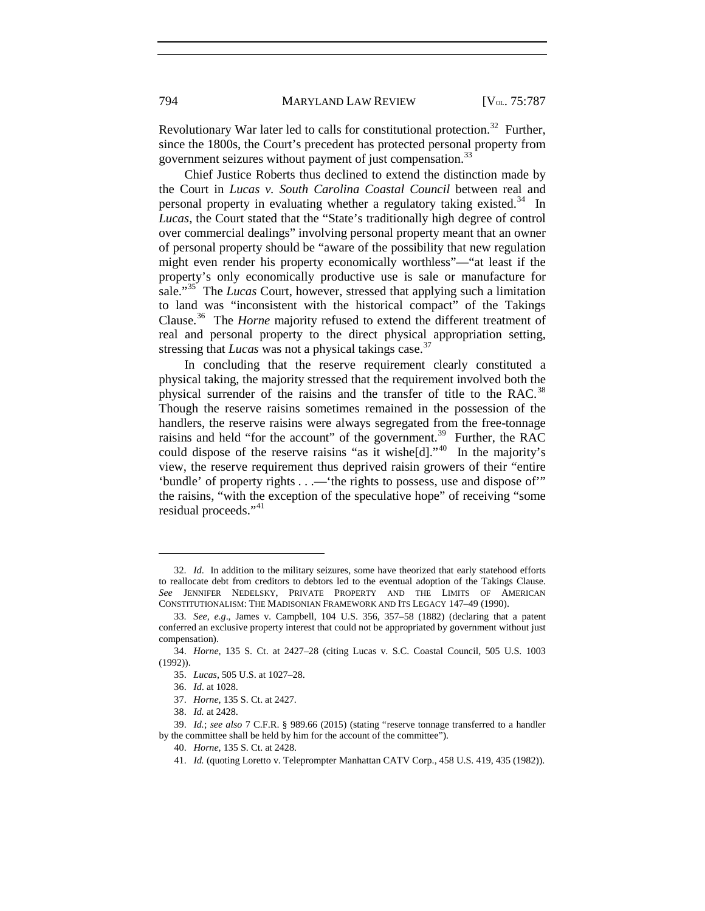Revolutionary War later led to calls for constitutional protection.[32] Further, since the 1800s, the Court's precedent has protected personal property from government seizures without payment of just compensation.[33]

Chief Justice Roberts thus declined to extend the distinction made by the Court in *Lucas v. South Carolina Coastal Council* between real and personal property in evaluating whether a regulatory taking existed.[34] In *Lucas*, the Court stated that the "State's traditionally high degree of control over commercial dealings" involving personal property meant that an owner of personal property should be "aware of the possibility that new regulation might even render his property economically worthless"—"at least if the property's only economically productive use is sale or manufacture for sale."[35] The *Lucas* Court, however, stressed that applying such a limitation to land was "inconsistent with the historical compact" of the Takings Clause.[36] The *Horne* majority refused to extend the different treatment of real and personal property to the direct physical appropriation setting, stressing that *Lucas* was not a physical takings case.[37]

In concluding that the reserve requirement clearly constituted a physical taking, the majority stressed that the requirement involved both the physical surrender of the raisins and the transfer of title to the RAC.[38] Though the reserve raisins sometimes remained in the possession of the handlers, the reserve raisins were always segregated from the free-tonnage raisins and held "for the account" of the government.[39] Further, the RAC could dispose of the reserve raisins "as it wishe[d]."[40] In the majority's view, the reserve requirement thus deprived raisin growers of their "entire 'bundle' of property rights . . .—'the rights to possess, use and dispose of'" the raisins, "with the exception of the speculative hope" of receiving "some residual proceeds."[41]

---

32. *Id*. In addition to the military seizures, some have theorized that early statehood efforts to reallocate debt from creditors to debtors led to the eventual adoption of the Takings Clause. *See* JENNIFER NEDELSKY, PRIVATE PROPERTY AND THE LIMITS OF AMERICAN CONSTITUTIONALISM: THE MADISONIAN FRAMEWORK AND ITS LEGACY 147–49 (1990).

33. *See, e.g*., James v. Campbell, 104 U.S. 356, 357–58 (1882) (declaring that a patent conferred an exclusive property interest that could not be appropriated by government without just compensation).

34. *Horne*, 135 S. Ct. at 2427–28 (citing Lucas v. S.C. Coastal Council, 505 U.S. 1003 (1992)).

35. *Lucas*, 505 U.S. at 1027–28.

36. *Id*. at 1028.

37. *Horne*, 135 S. Ct. at 2427.

38. *Id.* at 2428.

39. *Id.*; *see also* 7 C.F.R. § 989.66 (2015) (stating "reserve tonnage transferred to a handler by the committee shall be held by him for the account of the committee").

40. *Horne*, 135 S. Ct. at 2428.

41. *Id.* (quoting Loretto v. Teleprompter Manhattan CATV Corp., 458 U.S. 419, 435 (1982)).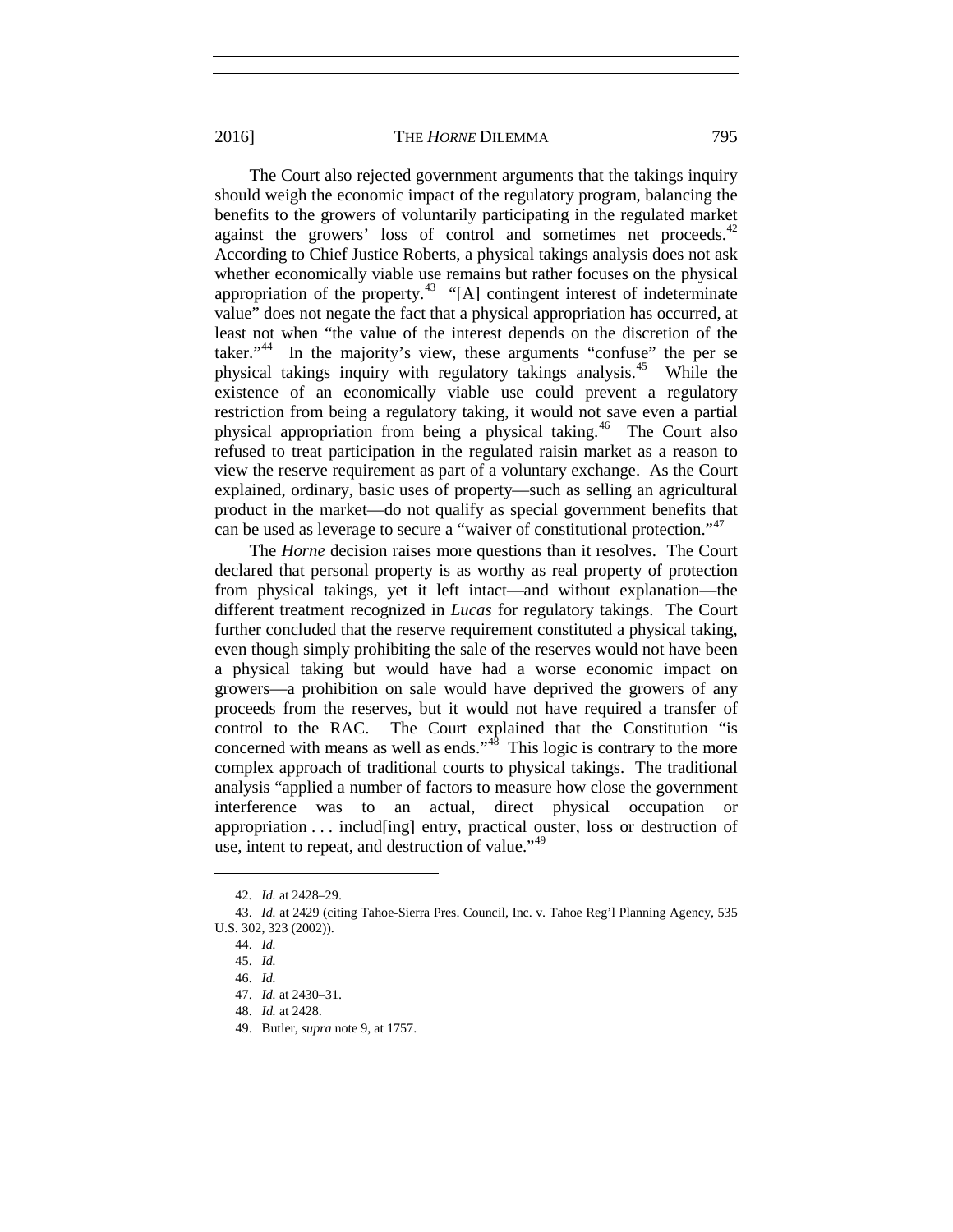The Court also rejected government arguments that the takings inquiry should weigh the economic impact of the regulatory program, balancing the benefits to the growers of voluntarily participating in the regulated market against the growers' loss of control and sometimes net proceeds.[42] According to Chief Justice Roberts, a physical takings analysis does not ask whether economically viable use remains but rather focuses on the physical appropriation of the property.[43] "[A] contingent interest of indeterminate value" does not negate the fact that a physical appropriation has occurred, at least not when "the value of the interest depends on the discretion of the taker."[44] In the majority's view, these arguments "confuse" the per se physical takings inquiry with regulatory takings analysis.[45] While the existence of an economically viable use could prevent a regulatory restriction from being a regulatory taking, it would not save even a partial physical appropriation from being a physical taking.[46] The Court also refused to treat participation in the regulated raisin market as a reason to view the reserve requirement as part of a voluntary exchange. As the Court explained, ordinary, basic uses of property—such as selling an agricultural product in the market—do not qualify as special government benefits that can be used as leverage to secure a "waiver of constitutional protection."[47]

The *Horne* decision raises more questions than it resolves. The Court declared that personal property is as worthy as real property of protection from physical takings, yet it left intact—and without explanation—the different treatment recognized in *Lucas* for regulatory takings. The Court further concluded that the reserve requirement constituted a physical taking, even though simply prohibiting the sale of the reserves would not have been a physical taking but would have had a worse economic impact on growers—a prohibition on sale would have deprived the growers of any proceeds from the reserves, but it would not have required a transfer of control to the RAC. The Court explained that the Constitution "is concerned with means as well as ends."[48] This logic is contrary to the more complex approach of traditional courts to physical takings. The traditional analysis "applied a number of factors to measure how close the government interference was to an actual, direct physical occupation or appropriation . . . includ[ing] entry, practical ouster, loss or destruction of use, intent to repeat, and destruction of value."[49]

---

42. *Id.* at 2428–29.

43. *Id.* at 2429 (citing Tahoe-Sierra Pres. Council, Inc. v. Tahoe Reg'l Planning Agency, 535 U.S. 302, 323 (2002)).

44. *Id.*

45. *Id.*

46. *Id.*

47. *Id.* at 2430–31.

48. *Id.* at 2428.

49. Butler, *supra* note 9, at 1757.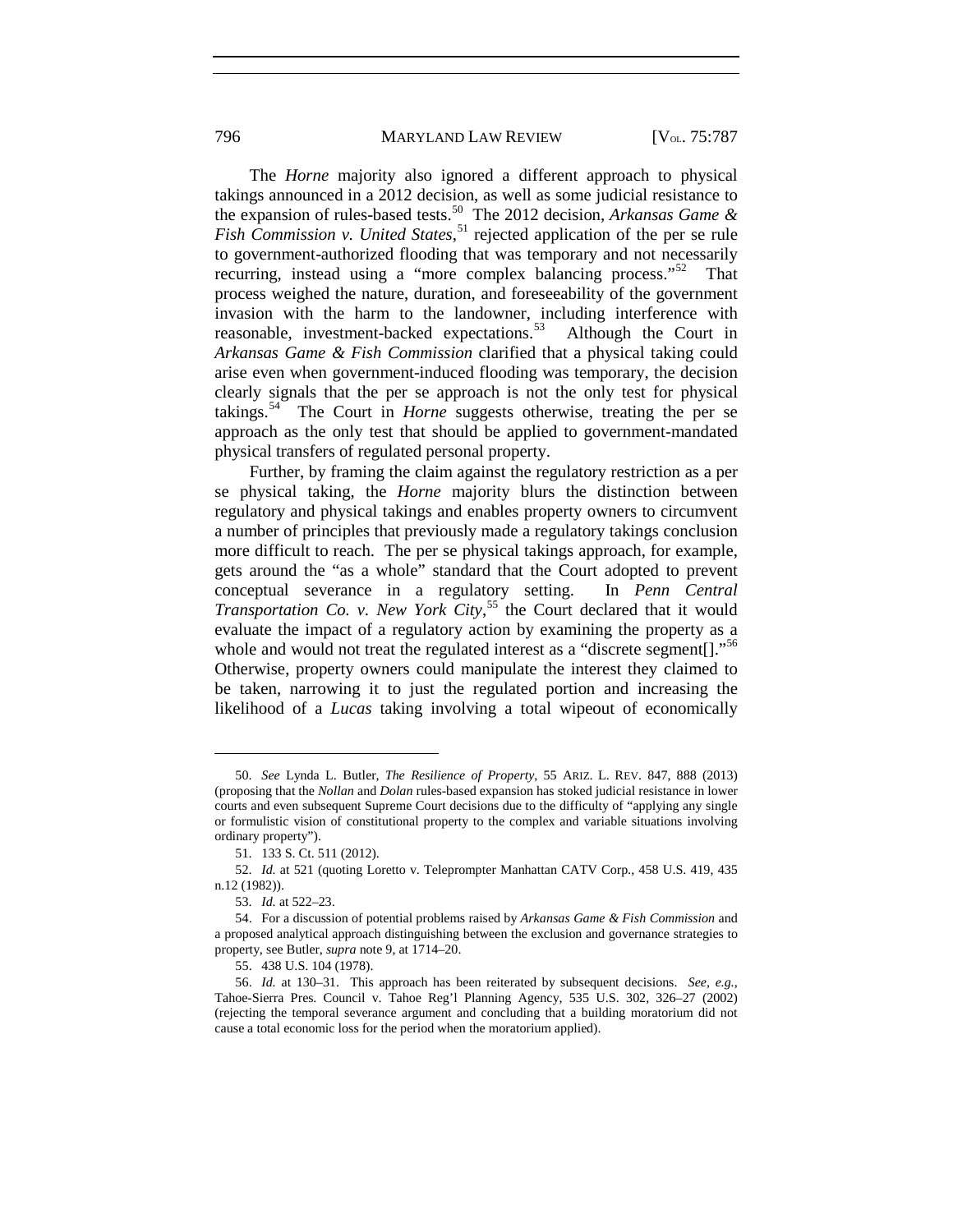The *Horne* majority also ignored a different approach to physical takings announced in a 2012 decision, as well as some judicial resistance to the expansion of rules-based tests.[50] The 2012 decision, *Arkansas Game & Fish Commission v. United States*,[51] rejected application of the per se rule to government-authorized flooding that was temporary and not necessarily recurring, instead using a "more complex balancing process."[52] That process weighed the nature, duration, and foreseeability of the government invasion with the harm to the landowner, including interference with reasonable, investment-backed expectations.[53] Although the Court in *Arkansas Game & Fish Commission* clarified that a physical taking could arise even when government-induced flooding was temporary, the decision clearly signals that the per se approach is not the only test for physical takings.[54] The Court in *Horne* suggests otherwise, treating the per se approach as the only test that should be applied to government-mandated physical transfers of regulated personal property.

Further, by framing the claim against the regulatory restriction as a per se physical taking, the *Horne* majority blurs the distinction between regulatory and physical takings and enables property owners to circumvent a number of principles that previously made a regulatory takings conclusion more difficult to reach. The per se physical takings approach, for example, gets around the "as a whole" standard that the Court adopted to prevent conceptual severance in a regulatory setting. In *Penn Central Transportation Co. v. New York City*,[55] the Court declared that it would evaluate the impact of a regulatory action by examining the property as a whole and would not treat the regulated interest as a "discrete segment[]."[56] Otherwise, property owners could manipulate the interest they claimed to be taken, narrowing it to just the regulated portion and increasing the likelihood of a *Lucas* taking involving a total wipeout of economically

---

50. *See* Lynda L. Butler, *The Resilience of Property*, 55 ARIZ. L. REV. 847, 888 (2013) (proposing that the *Nollan* and *Dolan* rules-based expansion has stoked judicial resistance in lower courts and even subsequent Supreme Court decisions due to the difficulty of "applying any single or formulistic vision of constitutional property to the complex and variable situations involving ordinary property").

51. 133 S. Ct. 511 (2012).

52. *Id.* at 521 (quoting Loretto v. Teleprompter Manhattan CATV Corp., 458 U.S. 419, 435 n.12 (1982)).

53. *Id.* at 522–23.

54. For a discussion of potential problems raised by *Arkansas Game & Fish Commission* and a proposed analytical approach distinguishing between the exclusion and governance strategies to property, see Butler, *supra* note 9, at 1714–20.

55. 438 U.S. 104 (1978).

56. *Id.* at 130–31. This approach has been reiterated by subsequent decisions. *See, e.g.*, Tahoe-Sierra Pres. Council v. Tahoe Reg'l Planning Agency, 535 U.S. 302, 326–27 (2002) (rejecting the temporal severance argument and concluding that a building moratorium did not cause a total economic loss for the period when the moratorium applied).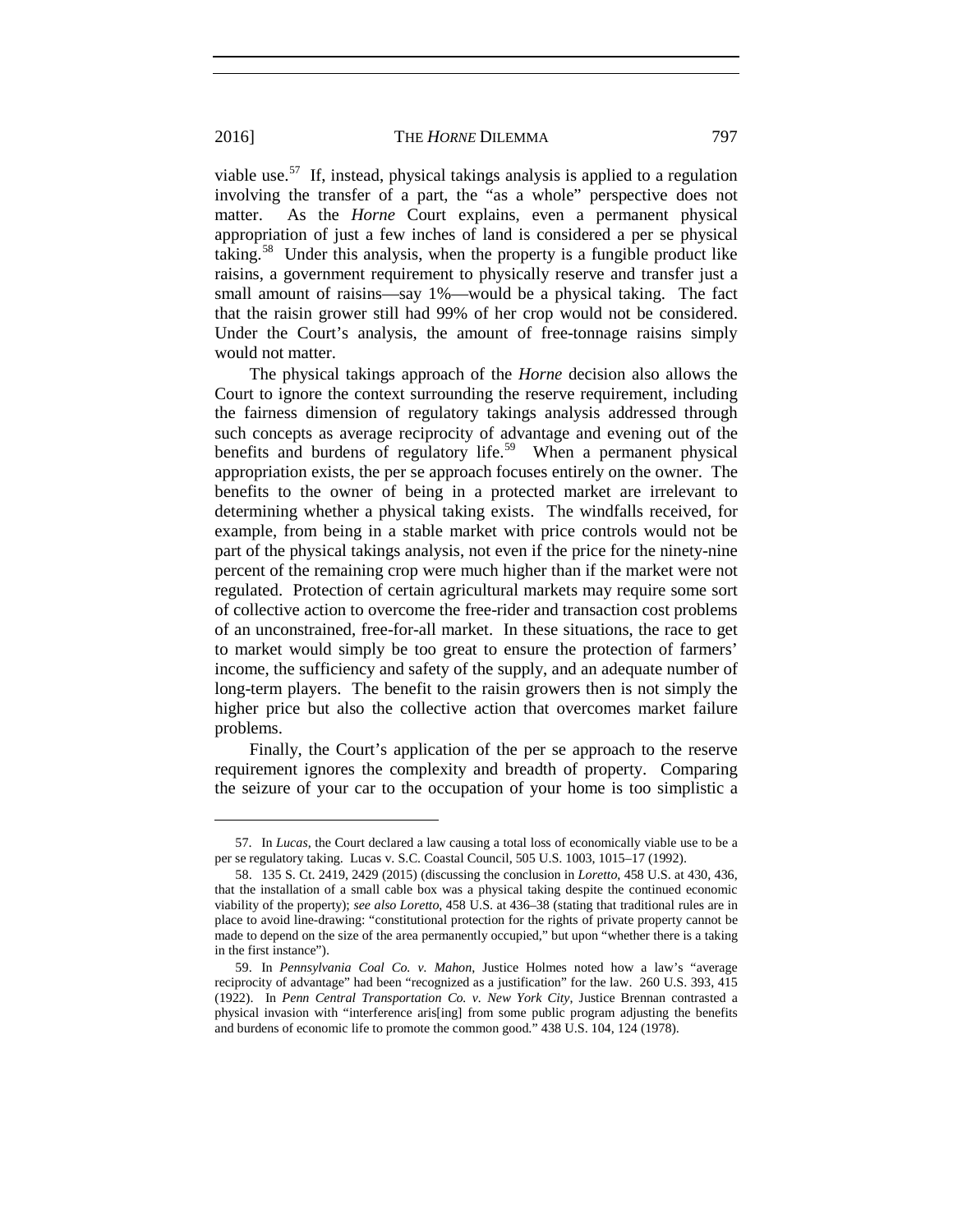viable use.[57] If, instead, physical takings analysis is applied to a regulation involving the transfer of a part, the "as a whole" perspective does not matter. As the *Horne* Court explains, even a permanent physical appropriation of just a few inches of land is considered a per se physical taking.[58] Under this analysis, when the property is a fungible product like raisins, a government requirement to physically reserve and transfer just a small amount of raisins—say 1%—would be a physical taking. The fact that the raisin grower still had 99% of her crop would not be considered. Under the Court's analysis, the amount of free-tonnage raisins simply would not matter.

The physical takings approach of the *Horne* decision also allows the Court to ignore the context surrounding the reserve requirement, including the fairness dimension of regulatory takings analysis addressed through such concepts as average reciprocity of advantage and evening out of the benefits and burdens of regulatory life.[59] When a permanent physical appropriation exists, the per se approach focuses entirely on the owner. The benefits to the owner of being in a protected market are irrelevant to determining whether a physical taking exists. The windfalls received, for example, from being in a stable market with price controls would not be part of the physical takings analysis, not even if the price for the ninety-nine percent of the remaining crop were much higher than if the market were not regulated. Protection of certain agricultural markets may require some sort of collective action to overcome the free-rider and transaction cost problems of an unconstrained, free-for-all market. In these situations, the race to get to market would simply be too great to ensure the protection of farmers' income, the sufficiency and safety of the supply, and an adequate number of long-term players. The benefit to the raisin growers then is not simply the higher price but also the collective action that overcomes market failure problems.

Finally, the Court's application of the per se approach to the reserve requirement ignores the complexity and breadth of property. Comparing the seizure of your car to the occupation of your home is too simplistic a

---

57. In *Lucas*, the Court declared a law causing a total loss of economically viable use to be a per se regulatory taking. Lucas v. S.C. Coastal Council, 505 U.S. 1003, 1015–17 (1992).

58. 135 S. Ct. 2419, 2429 (2015) (discussing the conclusion in *Loretto*, 458 U.S. at 430, 436, that the installation of a small cable box was a physical taking despite the continued economic viability of the property); *see also Loretto*, 458 U.S. at 436–38 (stating that traditional rules are in place to avoid line-drawing: "constitutional protection for the rights of private property cannot be made to depend on the size of the area permanently occupied," but upon "whether there is a taking in the first instance").

59. In *Pennsylvania Coal Co. v. Mahon*, Justice Holmes noted how a law's "average reciprocity of advantage" had been "recognized as a justification" for the law. 260 U.S. 393, 415 (1922). In *Penn Central Transportation Co. v. New York City*, Justice Brennan contrasted a physical invasion with "interference aris[ing] from some public program adjusting the benefits and burdens of economic life to promote the common good." 438 U.S. 104, 124 (1978).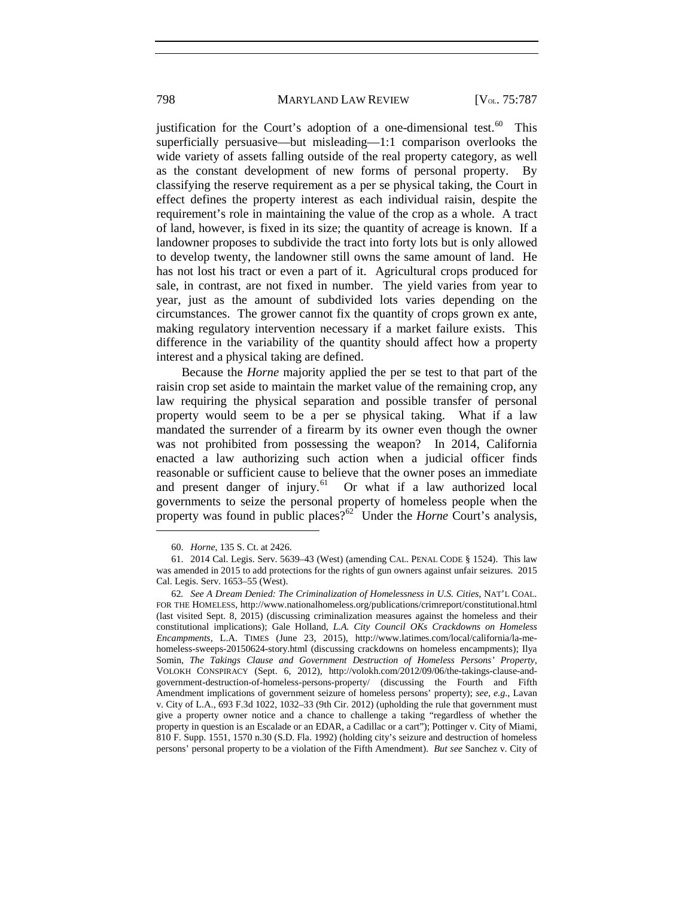justification for the Court's adoption of a one-dimensional test.[60] This superficially persuasive—but misleading—1:1 comparison overlooks the wide variety of assets falling outside of the real property category, as well as the constant development of new forms of personal property. By classifying the reserve requirement as a per se physical taking, the Court in effect defines the property interest as each individual raisin, despite the requirement's role in maintaining the value of the crop as a whole. A tract of land, however, is fixed in its size; the quantity of acreage is known. If a landowner proposes to subdivide the tract into forty lots but is only allowed to develop twenty, the landowner still owns the same amount of land. He has not lost his tract or even a part of it. Agricultural crops produced for sale, in contrast, are not fixed in number. The yield varies from year to year, just as the amount of subdivided lots varies depending on the circumstances. The grower cannot fix the quantity of crops grown ex ante, making regulatory intervention necessary if a market failure exists. This difference in the variability of the quantity should affect how a property interest and a physical taking are defined.

Because the *Horne* majority applied the per se test to that part of the raisin crop set aside to maintain the market value of the remaining crop, any law requiring the physical separation and possible transfer of personal property would seem to be a per se physical taking. What if a law mandated the surrender of a firearm by its owner even though the owner was not prohibited from possessing the weapon? In 2014, California enacted a law authorizing such action when a judicial officer finds reasonable or sufficient cause to believe that the owner poses an immediate and present danger of injury.[61] Or what if a law authorized local governments to seize the personal property of homeless people when the property was found in public places?[62] Under the *Horne* Court's analysis,

---

60. *Horne*, 135 S. Ct. at 2426.

61. 2014 Cal. Legis. Serv. 5639–43 (West) (amending CAL. PENAL CODE § 1524). This law was amended in 2015 to add protections for the rights of gun owners against unfair seizures. 2015 Cal. Legis. Serv. 1653–55 (West).

62. *See A Dream Denied: The Criminalization of Homelessness in U.S. Cities*, NAT'L COAL. FOR THE HOMELESS, http://www.nationalhomeless.org/publications/crimreport/constitutional.html (last visited Sept. 8, 2015) (discussing criminalization measures against the homeless and their constitutional implications); Gale Holland, *L.A. City Council OKs Crackdowns on Homeless Encampments*, L.A. TIMES (June 23, 2015), http://www.latimes.com/local/california/la-me-homeless-sweeps-20150624-story.html (discussing crackdowns on homeless encampments); Ilya Somin, *The Takings Clause and Government Destruction of Homeless Persons' Property*, VOLOKH CONSPIRACY (Sept. 6, 2012), http://volokh.com/2012/09/06/the-takings-clause-and-government-destruction-of-homeless-persons-property/ (discussing the Fourth and Fifth Amendment implications of government seizure of homeless persons' property); *see, e.g.*, Lavan v. City of L.A., 693 F.3d 1022, 1032–33 (9th Cir. 2012) (upholding the rule that government must give a property owner notice and a chance to challenge a taking "regardless of whether the property in question is an Escalade or an EDAR, a Cadillac or a cart"); Pottinger v. City of Miami, 810 F. Supp. 1551, 1570 n.30 (S.D. Fla. 1992) (holding city's seizure and destruction of homeless persons' personal property to be a violation of the Fifth Amendment). *But see* Sanchez v. City of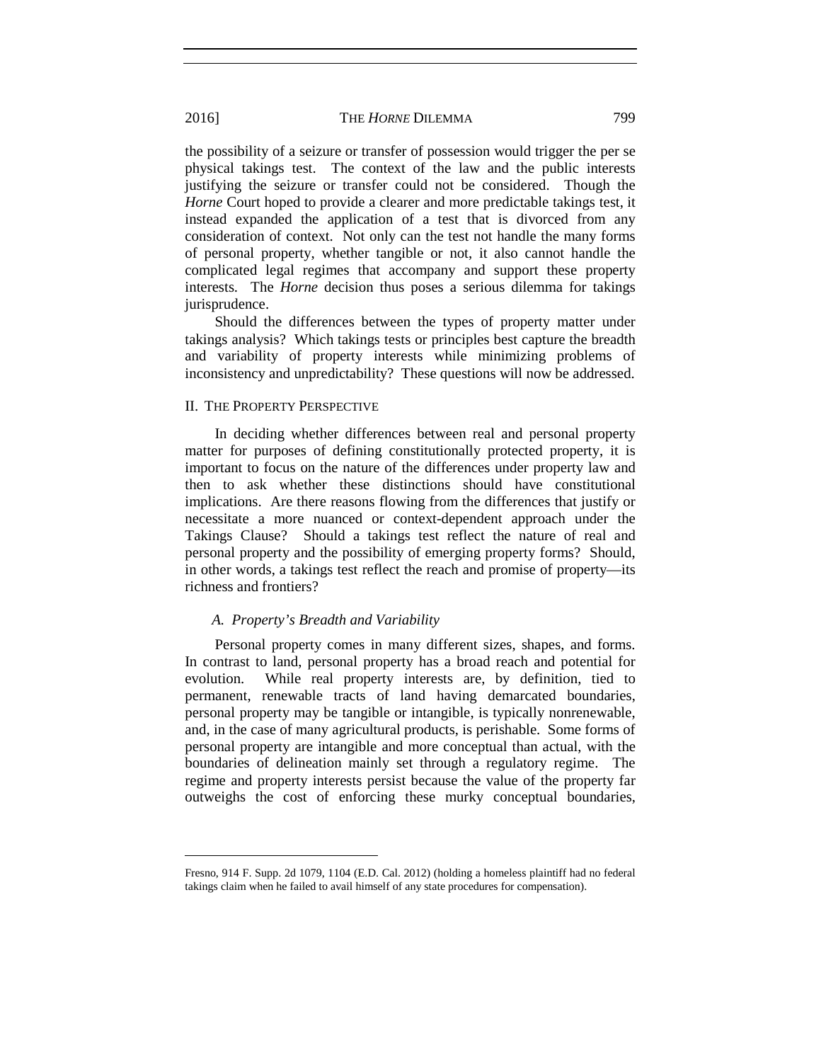the possibility of a seizure or transfer of possession would trigger the per se physical takings test. The context of the law and the public interests justifying the seizure or transfer could not be considered. Though the *Horne* Court hoped to provide a clearer and more predictable takings test, it instead expanded the application of a test that is divorced from any consideration of context. Not only can the test not handle the many forms of personal property, whether tangible or not, it also cannot handle the complicated legal regimes that accompany and support these property interests. The *Horne* decision thus poses a serious dilemma for takings jurisprudence.

Should the differences between the types of property matter under takings analysis? Which takings tests or principles best capture the breadth and variability of property interests while minimizing problems of inconsistency and unpredictability? These questions will now be addressed.

## II. The Property Perspective

In deciding whether differences between real and personal property matter for purposes of defining constitutionally protected property, it is important to focus on the nature of the differences under property law and then to ask whether these distinctions should have constitutional implications. Are there reasons flowing from the differences that justify or necessitate a more nuanced or context-dependent approach under the Takings Clause? Should a takings test reflect the nature of real and personal property and the possibility of emerging property forms? Should, in other words, a takings test reflect the reach and promise of property—its richness and frontiers?

### *A. Property's Breadth and Variability*

Personal property comes in many different sizes, shapes, and forms. In contrast to land, personal property has a broad reach and potential for evolution. While real property interests are, by definition, tied to permanent, renewable tracts of land having demarcated boundaries, personal property may be tangible or intangible, is typically nonrenewable, and, in the case of many agricultural products, is perishable. Some forms of personal property are intangible and more conceptual than actual, with the boundaries of delineation mainly set through a regulatory regime. The regime and property interests persist because the value of the property far outweighs the cost of enforcing these murky conceptual boundaries,

---

Fresno, 914 F. Supp. 2d 1079, 1104 (E.D. Cal. 2012) (holding a homeless plaintiff had no federal takings claim when he failed to avail himself of any state procedures for compensation).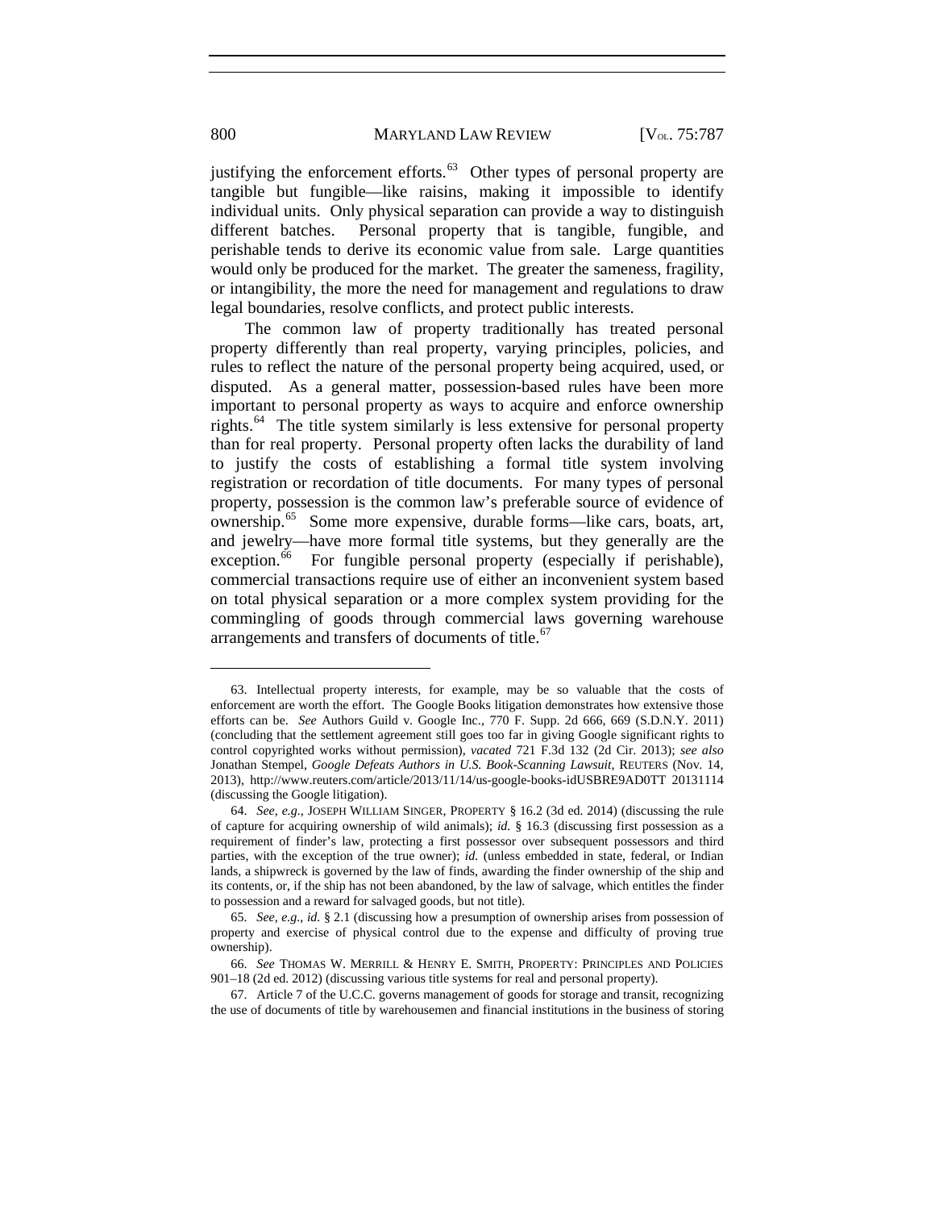justifying the enforcement efforts.[63] Other types of personal property are tangible but fungible—like raisins, making it impossible to identify individual units. Only physical separation can provide a way to distinguish different batches. Personal property that is tangible, fungible, and perishable tends to derive its economic value from sale. Large quantities would only be produced for the market. The greater the sameness, fragility, or intangibility, the more the need for management and regulations to draw legal boundaries, resolve conflicts, and protect public interests.

The common law of property traditionally has treated personal property differently than real property, varying principles, policies, and rules to reflect the nature of the personal property being acquired, used, or disputed. As a general matter, possession-based rules have been more important to personal property as ways to acquire and enforce ownership rights.[64] The title system similarly is less extensive for personal property than for real property. Personal property often lacks the durability of land to justify the costs of establishing a formal title system involving registration or recordation of title documents. For many types of personal property, possession is the common law's preferable source of evidence of ownership.[65] Some more expensive, durable forms—like cars, boats, art, and jewelry—have more formal title systems, but they generally are the exception.[66] For fungible personal property (especially if perishable), commercial transactions require use of either an inconvenient system based on total physical separation or a more complex system providing for the commingling of goods through commercial laws governing warehouse arrangements and transfers of documents of title.[67]

---

63. Intellectual property interests, for example, may be so valuable that the costs of enforcement are worth the effort. The Google Books litigation demonstrates how extensive those efforts can be. *See* Authors Guild v. Google Inc., 770 F. Supp. 2d 666, 669 (S.D.N.Y. 2011) (concluding that the settlement agreement still goes too far in giving Google significant rights to control copyrighted works without permission), *vacated* 721 F.3d 132 (2d Cir. 2013); *see also* Jonathan Stempel, *Google Defeats Authors in U.S. Book-Scanning Lawsuit*, REUTERS (Nov. 14, 2013), http://www.reuters.com/article/2013/11/14/us-google-books-idUSBRE9AD0TT 20131114 (discussing the Google litigation).

64. *See, e.g.*, JOSEPH WILLIAM SINGER, PROPERTY § 16.2 (3d ed. 2014) (discussing the rule of capture for acquiring ownership of wild animals); *id.* § 16.3 (discussing first possession as a requirement of finder's law, protecting a first possessor over subsequent possessors and third parties, with the exception of the true owner); *id.* (unless embedded in state, federal, or Indian lands, a shipwreck is governed by the law of finds, awarding the finder ownership of the ship and its contents, or, if the ship has not been abandoned, by the law of salvage, which entitles the finder to possession and a reward for salvaged goods, but not title).

65. *See, e.g.*, *id.* § 2.1 (discussing how a presumption of ownership arises from possession of property and exercise of physical control due to the expense and difficulty of proving true ownership).

66. *See* THOMAS W. MERRILL & HENRY E. SMITH, PROPERTY: PRINCIPLES AND POLICIES 901–18 (2d ed. 2012) (discussing various title systems for real and personal property).

67. Article 7 of the U.C.C. governs management of goods for storage and transit, recognizing the use of documents of title by warehousemen and financial institutions in the business of storing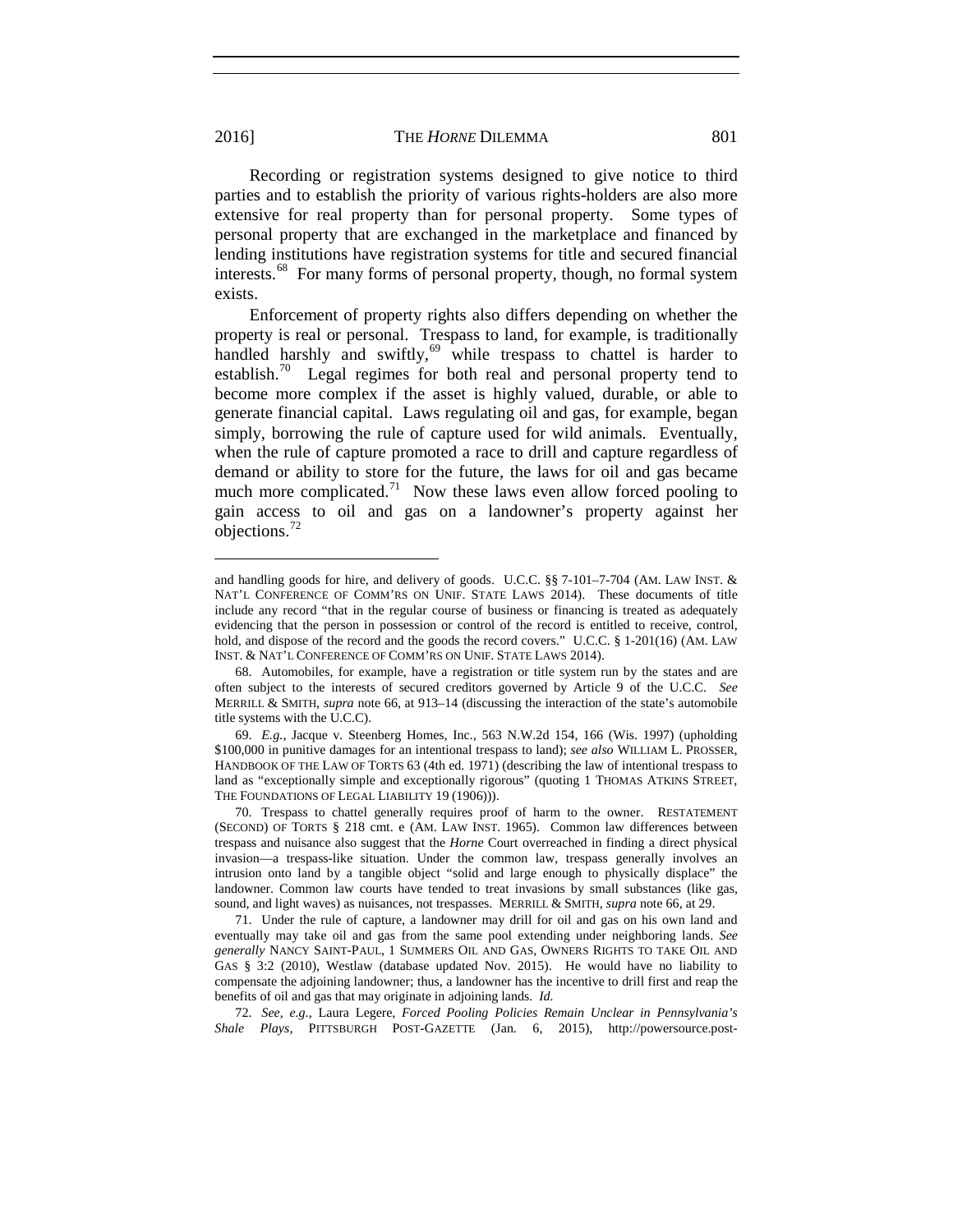Recording or registration systems designed to give notice to third parties and to establish the priority of various rights-holders are also more extensive for real property than for personal property. Some types of personal property that are exchanged in the marketplace and financed by lending institutions have registration systems for title and secured financial interests.[68] For many forms of personal property, though, no formal system exists.

Enforcement of property rights also differs depending on whether the property is real or personal. Trespass to land, for example, is traditionally handled harshly and swiftly,[69] while trespass to chattel is harder to establish.[70] Legal regimes for both real and personal property tend to become more complex if the asset is highly valued, durable, or able to generate financial capital. Laws regulating oil and gas, for example, began simply, borrowing the rule of capture used for wild animals. Eventually, when the rule of capture promoted a race to drill and capture regardless of demand or ability to store for the future, the laws for oil and gas became much more complicated.[71] Now these laws even allow forced pooling to gain access to oil and gas on a landowner's property against her objections.[72]

---

and handling goods for hire, and delivery of goods. U.C.C. §§ 7-101–7-704 (AM. LAW INST. & NAT'L CONFERENCE OF COMM'RS ON UNIF. STATE LAWS 2014). These documents of title include any record "that in the regular course of business or financing is treated as adequately evidencing that the person in possession or control of the record is entitled to receive, control, hold, and dispose of the record and the goods the record covers." U.C.C. § 1-201(16) (AM. LAW INST. & NAT'L CONFERENCE OF COMM'RS ON UNIF. STATE LAWS 2014).

68. Automobiles, for example, have a registration or title system run by the states and are often subject to the interests of secured creditors governed by Article 9 of the U.C.C. *See* MERRILL & SMITH, *supra* note 66, at 913–14 (discussing the interaction of the state's automobile title systems with the U.C.C).

69. *E.g.*, Jacque v. Steenberg Homes, Inc., 563 N.W.2d 154, 166 (Wis. 1997) (upholding $100,000 in punitive damages for an intentional trespass to land); *see also* WILLIAM L. PROSSER, HANDBOOK OF THE LAW OF TORTS 63 (4th ed. 1971) (describing the law of intentional trespass to land as "exceptionally simple and exceptionally rigorous" (quoting 1 THOMAS ATKINS STREET, THE FOUNDATIONS OF LEGAL LIABILITY 19 (1906))).

70. Trespass to chattel generally requires proof of harm to the owner. RESTATEMENT (SECOND) OF TORTS § 218 cmt. e (AM. LAW INST. 1965). Common law differences between trespass and nuisance also suggest that the *Horne* Court overreached in finding a direct physical invasion—a trespass-like situation. Under the common law, trespass generally involves an intrusion onto land by a tangible object "solid and large enough to physically displace" the landowner. Common law courts have tended to treat invasions by small substances (like gas, sound, and light waves) as nuisances, not trespasses. MERRILL & SMITH, *supra* note 66, at 29.

71. Under the rule of capture, a landowner may drill for oil and gas on his own land and eventually may take oil and gas from the same pool extending under neighboring lands. *See generally* NANCY SAINT-PAUL, 1 SUMMERS OIL AND GAS, OWNERS RIGHTS TO TAKE OIL AND GAS § 3:2 (2010), Westlaw (database updated Nov. 2015). He would have no liability to compensate the adjoining landowner; thus, a landowner has the incentive to drill first and reap the benefits of oil and gas that may originate in adjoining lands. *Id.*

72. *See, e.g.*, Laura Legere, *Forced Pooling Policies Remain Unclear in Pennsylvania's Shale Plays*, PITTSBURGH POST-GAZETTE (Jan. 6, 2015), http://powersource.post-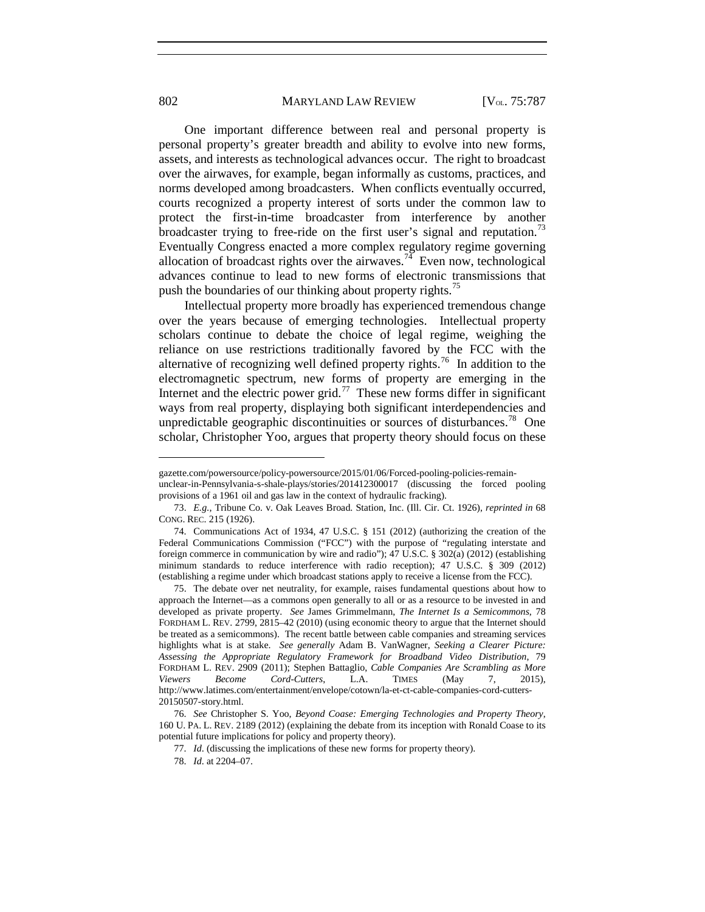One important difference between real and personal property is personal property's greater breadth and ability to evolve into new forms, assets, and interests as technological advances occur. The right to broadcast over the airwaves, for example, began informally as customs, practices, and norms developed among broadcasters. When conflicts eventually occurred, courts recognized a property interest of sorts under the common law to protect the first-in-time broadcaster from interference by another broadcaster trying to free-ride on the first user's signal and reputation.[73] Eventually Congress enacted a more complex regulatory regime governing allocation of broadcast rights over the airwaves.[74] Even now, technological advances continue to lead to new forms of electronic transmissions that push the boundaries of our thinking about property rights.[75]

Intellectual property more broadly has experienced tremendous change over the years because of emerging technologies. Intellectual property scholars continue to debate the choice of legal regime, weighing the reliance on use restrictions traditionally favored by the FCC with the alternative of recognizing well defined property rights.[76] In addition to the electromagnetic spectrum, new forms of property are emerging in the Internet and the electric power grid.[77] These new forms differ in significant ways from real property, displaying both significant interdependencies and unpredictable geographic discontinuities or sources of disturbances.[78] One scholar, Christopher Yoo, argues that property theory should focus on these

---

gazette.com/powersource/policy-powersource/2015/01/06/Forced-pooling-policies-remain-unclear-in-Pennsylvania-s-shale-plays/stories/201412300017 (discussing the forced pooling provisions of a 1961 oil and gas law in the context of hydraulic fracking).

73. *E.g.*, Tribune Co. v. Oak Leaves Broad. Station, Inc. (Ill. Cir. Ct. 1926), *reprinted in* 68 CONG. REC. 215 (1926).

74. Communications Act of 1934, 47 U.S.C. § 151 (2012) (authorizing the creation of the Federal Communications Commission ("FCC") with the purpose of "regulating interstate and foreign commerce in communication by wire and radio"); 47 U.S.C. § 302(a) (2012) (establishing minimum standards to reduce interference with radio reception); 47 U.S.C. § 309 (2012) (establishing a regime under which broadcast stations apply to receive a license from the FCC).

75. The debate over net neutrality, for example, raises fundamental questions about how to approach the Internet—as a commons open generally to all or as a resource to be invested in and developed as private property. *See* James Grimmelmann, *The Internet Is a Semicommons*, 78 FORDHAM L. REV. 2799, 2815–42 (2010) (using economic theory to argue that the Internet should be treated as a semicommons). The recent battle between cable companies and streaming services highlights what is at stake. *See generally* Adam B. VanWagner, *Seeking a Clearer Picture: Assessing the Appropriate Regulatory Framework for Broadband Video Distribution*, 79 FORDHAM L. REV. 2909 (2011); Stephen Battaglio, *Cable Companies Are Scrambling as More Viewers Become Cord-Cutters*, L.A. TIMES (May 7, 2015), http://www.latimes.com/entertainment/envelope/cotown/la-et-ct-cable-companies-cord-cutters-20150507-story.html.

76. *See* Christopher S. Yoo, *Beyond Coase: Emerging Technologies and Property Theory*, 160 U. PA. L. REV. 2189 (2012) (explaining the debate from its inception with Ronald Coase to its potential future implications for policy and property theory).

77. *Id.* (discussing the implications of these new forms for property theory).

78. *Id.* at 2204–07.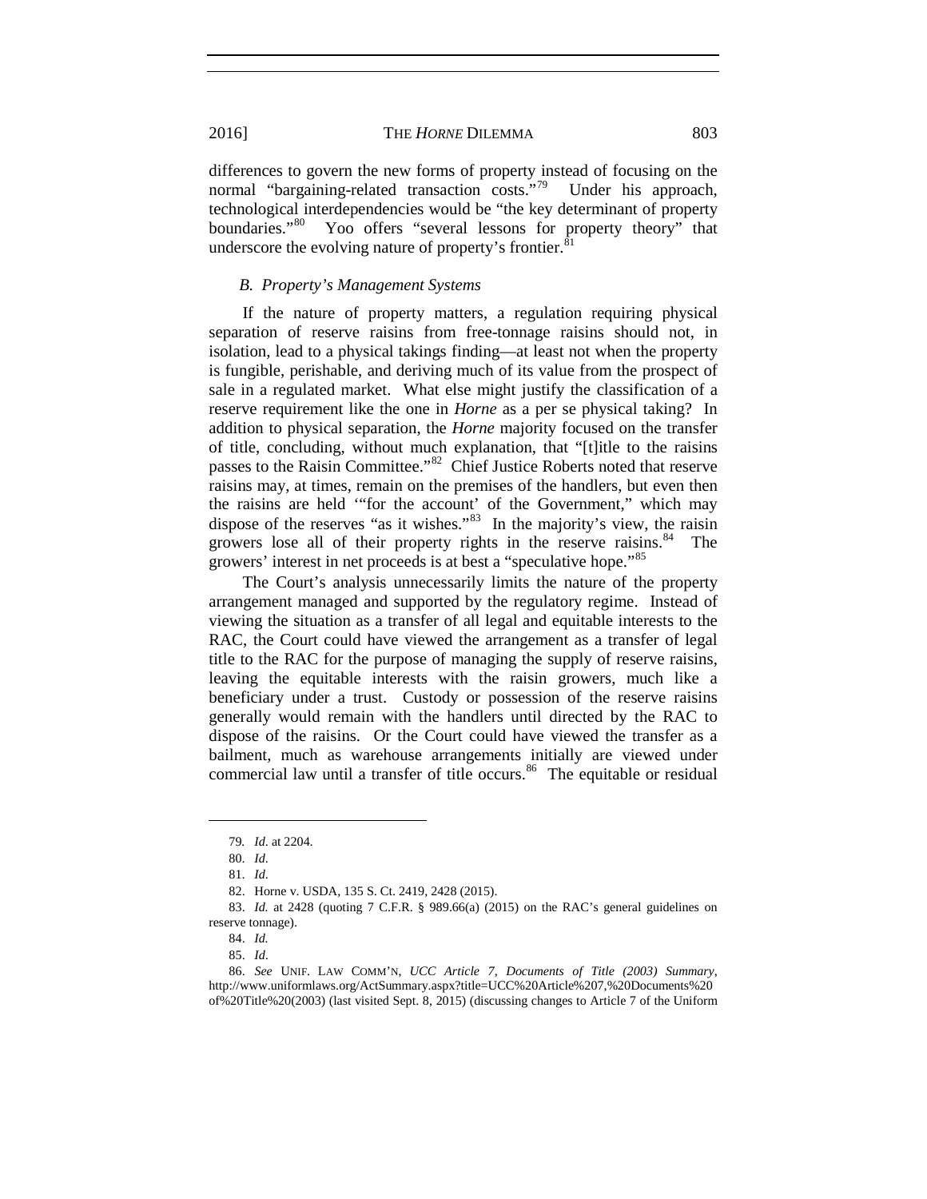differences to govern the new forms of property instead of focusing on the normal "bargaining-related transaction costs."[79] Under his approach, technological interdependencies would be "the key determinant of property boundaries."[80] Yoo offers "several lessons for property theory" that underscore the evolving nature of property's frontier.[81]

### *B. Property's Management Systems*

If the nature of property matters, a regulation requiring physical separation of reserve raisins from free-tonnage raisins should not, in isolation, lead to a physical takings finding—at least not when the property is fungible, perishable, and deriving much of its value from the prospect of sale in a regulated market. What else might justify the classification of a reserve requirement like the one in *Horne* as a per se physical taking? In addition to physical separation, the *Horne* majority focused on the transfer of title, concluding, without much explanation, that "[t]itle to the raisins passes to the Raisin Committee."[82] Chief Justice Roberts noted that reserve raisins may, at times, remain on the premises of the handlers, but even then the raisins are held '"for the account' of the Government," which may dispose of the reserves "as it wishes."[83] In the majority's view, the raisin growers lose all of their property rights in the reserve raisins.[84] The growers' interest in net proceeds is at best a "speculative hope."[85]

The Court's analysis unnecessarily limits the nature of the property arrangement managed and supported by the regulatory regime. Instead of viewing the situation as a transfer of all legal and equitable interests to the RAC, the Court could have viewed the arrangement as a transfer of legal title to the RAC for the purpose of managing the supply of reserve raisins, leaving the equitable interests with the raisin growers, much like a beneficiary under a trust. Custody or possession of the reserve raisins generally would remain with the handlers until directed by the RAC to dispose of the raisins. Or the Court could have viewed the transfer as a bailment, much as warehouse arrangements initially are viewed under commercial law until a transfer of title occurs.[86] The equitable or residual

---

79. *Id*. at 2204.

80. *Id*.

81. *Id*.

82. Horne v. USDA, 135 S. Ct. 2419, 2428 (2015).

83. *Id.* at 2428 (quoting 7 C.F.R. § 989.66(a) (2015) on the RAC's general guidelines on reserve tonnage).

84. *Id.*

85. *Id*.

86. *See* UNIF. LAW COMM'N, *UCC Article 7, Documents of Title (2003) Summary*, http://www.uniformlaws.org/ActSummary.aspx?title=UCC%20Article%207,%20Documents%20of%20Title%20(2003) (last visited Sept. 8, 2015) (discussing changes to Article 7 of the Uniform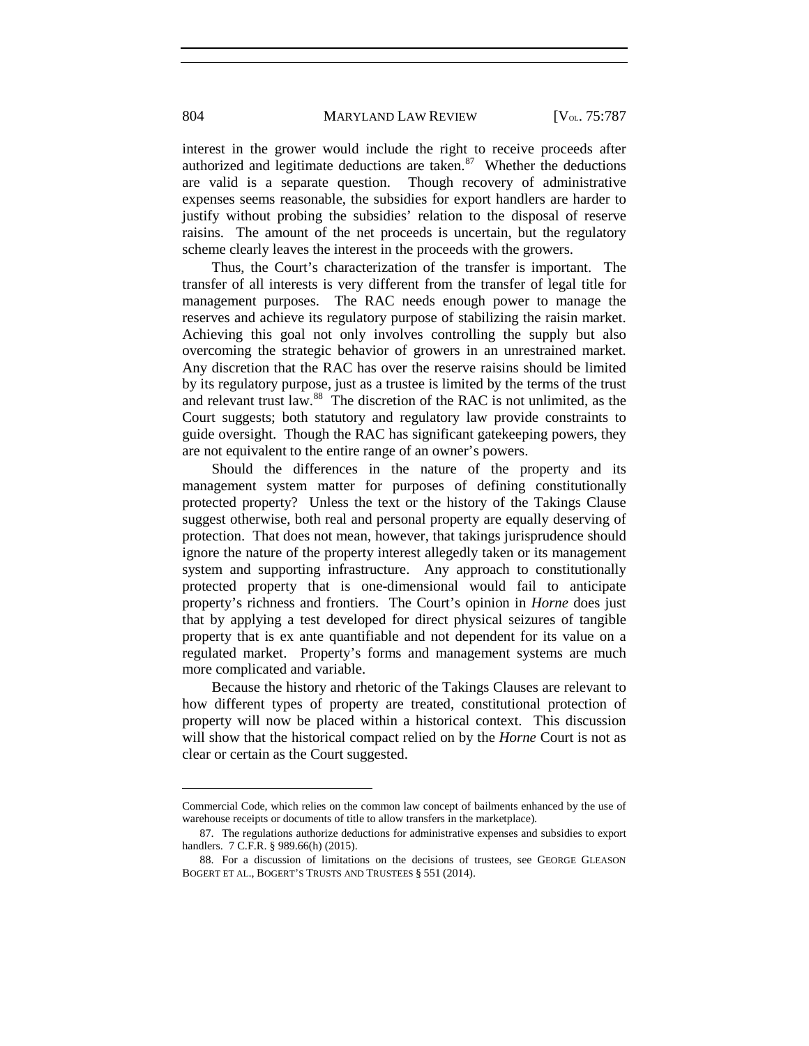interest in the grower would include the right to receive proceeds after authorized and legitimate deductions are taken.[87] Whether the deductions are valid is a separate question. Though recovery of administrative expenses seems reasonable, the subsidies for export handlers are harder to justify without probing the subsidies' relation to the disposal of reserve raisins. The amount of the net proceeds is uncertain, but the regulatory scheme clearly leaves the interest in the proceeds with the growers.

Thus, the Court's characterization of the transfer is important. The transfer of all interests is very different from the transfer of legal title for management purposes. The RAC needs enough power to manage the reserves and achieve its regulatory purpose of stabilizing the raisin market. Achieving this goal not only involves controlling the supply but also overcoming the strategic behavior of growers in an unrestrained market. Any discretion that the RAC has over the reserve raisins should be limited by its regulatory purpose, just as a trustee is limited by the terms of the trust and relevant trust law.[88] The discretion of the RAC is not unlimited, as the Court suggests; both statutory and regulatory law provide constraints to guide oversight. Though the RAC has significant gatekeeping powers, they are not equivalent to the entire range of an owner's powers.

Should the differences in the nature of the property and its management system matter for purposes of defining constitutionally protected property? Unless the text or the history of the Takings Clause suggest otherwise, both real and personal property are equally deserving of protection. That does not mean, however, that takings jurisprudence should ignore the nature of the property interest allegedly taken or its management system and supporting infrastructure. Any approach to constitutionally protected property that is one-dimensional would fail to anticipate property's richness and frontiers. The Court's opinion in *Horne* does just that by applying a test developed for direct physical seizures of tangible property that is ex ante quantifiable and not dependent for its value on a regulated market. Property's forms and management systems are much more complicated and variable.

Because the history and rhetoric of the Takings Clauses are relevant to how different types of property are treated, constitutional protection of property will now be placed within a historical context. This discussion will show that the historical compact relied on by the *Horne* Court is not as clear or certain as the Court suggested.

---

Commercial Code, which relies on the common law concept of bailments enhanced by the use of warehouse receipts or documents of title to allow transfers in the marketplace).

87. The regulations authorize deductions for administrative expenses and subsidies to export handlers. 7 C.F.R. § 989.66(h) (2015).

88. For a discussion of limitations on the decisions of trustees, see GEORGE GLEASON BOGERT ET AL., BOGERT'S TRUSTS AND TRUSTEES § 551 (2014).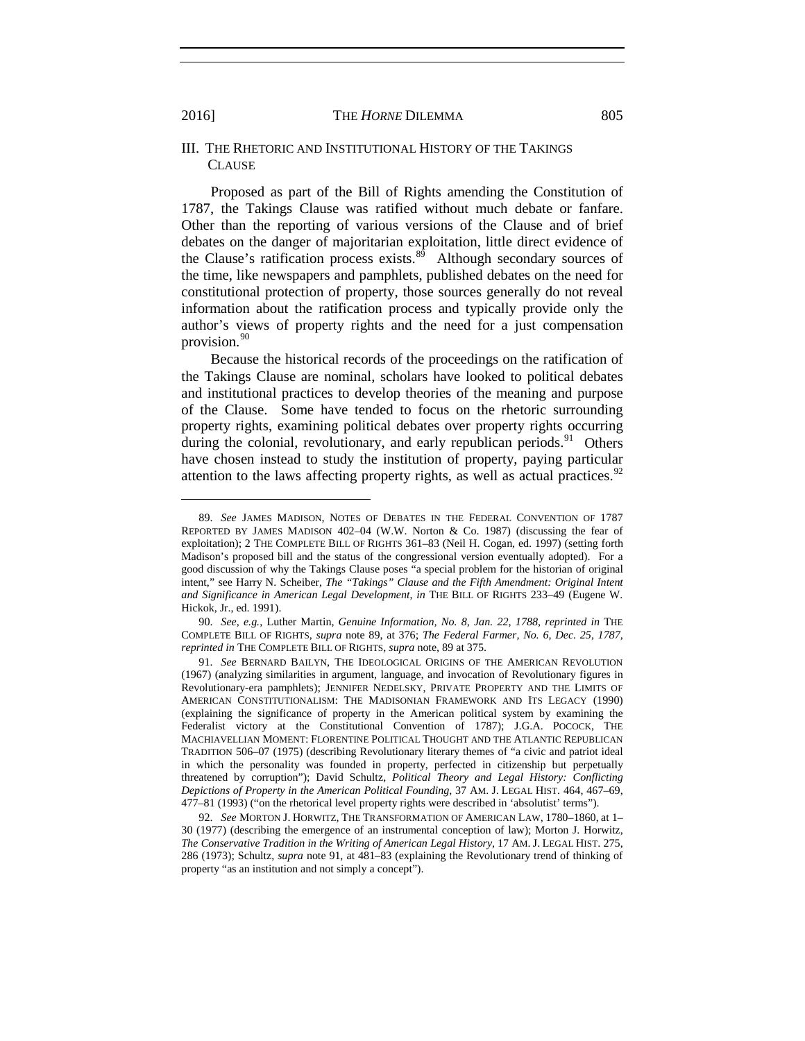## III. The Rhetoric and Institutional History of the Takings Clause

Proposed as part of the Bill of Rights amending the Constitution of 1787, the Takings Clause was ratified without much debate or fanfare. Other than the reporting of various versions of the Clause and of brief debates on the danger of majoritarian exploitation, little direct evidence of the Clause's ratification process exists.[89] Although secondary sources of the time, like newspapers and pamphlets, published debates on the need for constitutional protection of property, those sources generally do not reveal information about the ratification process and typically provide only the author's views of property rights and the need for a just compensation provision.[90]

Because the historical records of the proceedings on the ratification of the Takings Clause are nominal, scholars have looked to political debates and institutional practices to develop theories of the meaning and purpose of the Clause. Some have tended to focus on the rhetoric surrounding property rights, examining political debates over property rights occurring during the colonial, revolutionary, and early republican periods.[91] Others have chosen instead to study the institution of property, paying particular attention to the laws affecting property rights, as well as actual practices.[92]

---

89. *See* JAMES MADISON, NOTES OF DEBATES IN THE FEDERAL CONVENTION OF 1787 REPORTED BY JAMES MADISON 402–04 (W.W. Norton & Co. 1987) (discussing the fear of exploitation); 2 THE COMPLETE BILL OF RIGHTS 361–83 (Neil H. Cogan, ed. 1997) (setting forth Madison's proposed bill and the status of the congressional version eventually adopted). For a good discussion of why the Takings Clause poses "a special problem for the historian of original intent," see Harry N. Scheiber, *The "Takings" Clause and the Fifth Amendment: Original Intent and Significance in American Legal Development*, *in* THE BILL OF RIGHTS 233–49 (Eugene W. Hickok, Jr., ed. 1991).

90. *See, e.g.*, Luther Martin, *Genuine Information, No. 8, Jan. 22, 1788*, *reprinted in* THE COMPLETE BILL OF RIGHTS, *supra* note 89, at 376; *The Federal Farmer, No. 6, Dec. 25, 1787*, *reprinted in* THE COMPLETE BILL OF RIGHTS, *supra* note, 89 at 375.

91. *See* BERNARD BAILYN, THE IDEOLOGICAL ORIGINS OF THE AMERICAN REVOLUTION (1967) (analyzing similarities in argument, language, and invocation of Revolutionary figures in Revolutionary-era pamphlets); JENNIFER NEDELSKY, PRIVATE PROPERTY AND THE LIMITS OF AMERICAN CONSTITUTIONALISM: THE MADISONIAN FRAMEWORK AND ITS LEGACY (1990) (explaining the significance of property in the American political system by examining the Federalist victory at the Constitutional Convention of 1787); J.G.A. POCOCK, THE MACHIAVELLIAN MOMENT: FLORENTINE POLITICAL THOUGHT AND THE ATLANTIC REPUBLICAN TRADITION 506–07 (1975) (describing Revolutionary literary themes of "a civic and patriot ideal in which the personality was founded in property, perfected in citizenship but perpetually threatened by corruption"); David Schultz, *Political Theory and Legal History: Conflicting Depictions of Property in the American Political Founding*, 37 AM. J. LEGAL HIST. 464, 467–69, 477–81 (1993) ("on the rhetorical level property rights were described in 'absolutist' terms").

92. *See* MORTON J. HORWITZ, THE TRANSFORMATION OF AMERICAN LAW, 1780–1860, at 1–30 (1977) (describing the emergence of an instrumental conception of law); Morton J. Horwitz, *The Conservative Tradition in the Writing of American Legal History*, 17 AM. J. LEGAL HIST. 275, 286 (1973); Schultz, *supra* note 91, at 481–83 (explaining the Revolutionary trend of thinking of property "as an institution and not simply a concept").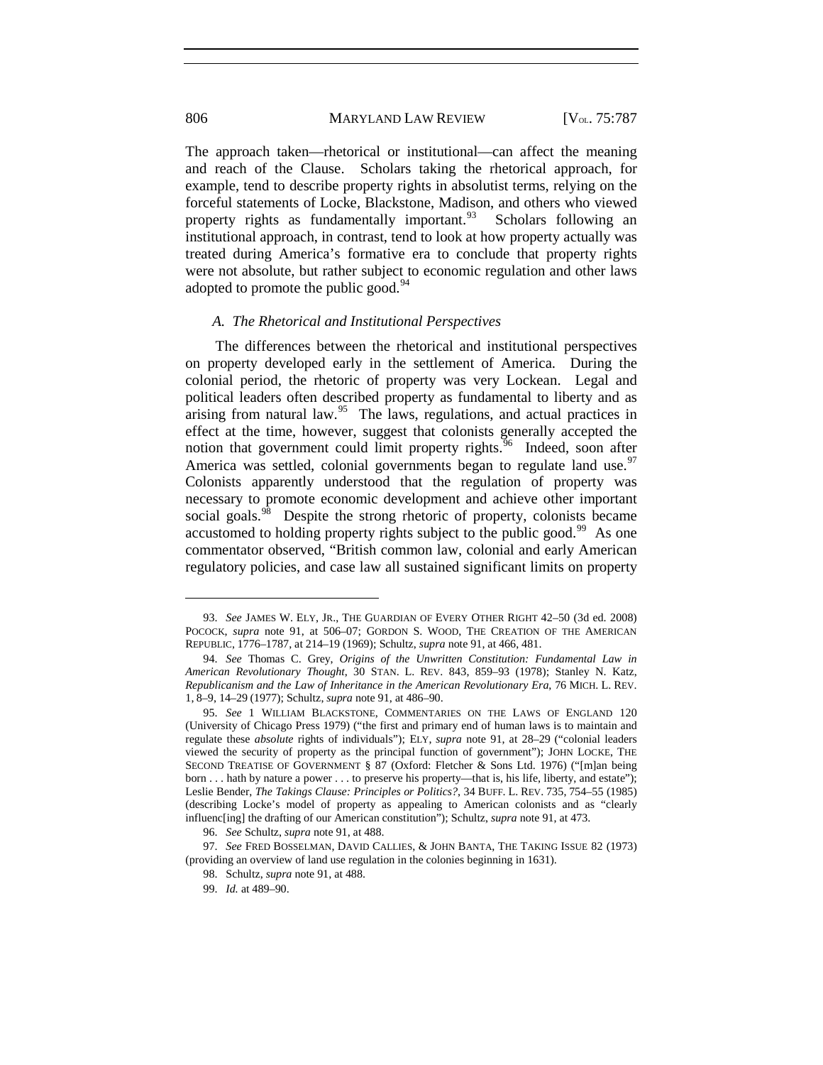The approach taken—rhetorical or institutional—can affect the meaning and reach of the Clause. Scholars taking the rhetorical approach, for example, tend to describe property rights in absolutist terms, relying on the forceful statements of Locke, Blackstone, Madison, and others who viewed property rights as fundamentally important.[93] Scholars following an institutional approach, in contrast, tend to look at how property actually was treated during America's formative era to conclude that property rights were not absolute, but rather subject to economic regulation and other laws adopted to promote the public good.[94]

### *A. The Rhetorical and Institutional Perspectives*

The differences between the rhetorical and institutional perspectives on property developed early in the settlement of America. During the colonial period, the rhetoric of property was very Lockean. Legal and political leaders often described property as fundamental to liberty and as arising from natural law.[95] The laws, regulations, and actual practices in effect at the time, however, suggest that colonists generally accepted the notion that government could limit property rights.[96] Indeed, soon after America was settled, colonial governments began to regulate land use.[97] Colonists apparently understood that the regulation of property was necessary to promote economic development and achieve other important social goals.[98] Despite the strong rhetoric of property, colonists became accustomed to holding property rights subject to the public good.[99] As one commentator observed, "British common law, colonial and early American regulatory policies, and case law all sustained significant limits on property

---

93. *See* JAMES W. ELY, JR., THE GUARDIAN OF EVERY OTHER RIGHT 42–50 (3d ed. 2008) POCOCK, *supra* note 91, at 506–07; GORDON S. WOOD, THE CREATION OF THE AMERICAN REPUBLIC, 1776–1787, at 214–19 (1969); Schultz, *supra* note 91, at 466, 481.

94. *See* Thomas C. Grey, *Origins of the Unwritten Constitution: Fundamental Law in American Revolutionary Thought*, 30 STAN. L. REV. 843, 859–93 (1978); Stanley N. Katz, *Republicanism and the Law of Inheritance in the American Revolutionary Era*, 76 MICH. L. REV. 1, 8–9, 14–29 (1977); Schultz, *supra* note 91, at 486–90.

95. *See* 1 WILLIAM BLACKSTONE, COMMENTARIES ON THE LAWS OF ENGLAND 120 (University of Chicago Press 1979) ("the first and primary end of human laws is to maintain and regulate these *absolute* rights of individuals"); ELY, *supra* note 91, at 28–29 ("colonial leaders viewed the security of property as the principal function of government"); JOHN LOCKE, THE SECOND TREATISE OF GOVERNMENT § 87 (Oxford: Fletcher & Sons Ltd. 1976) ("[m]an being born . . . hath by nature a power . . . to preserve his property—that is, his life, liberty, and estate"); Leslie Bender, *The Takings Clause: Principles or Politics?*, 34 BUFF. L. REV. 735, 754–55 (1985) (describing Locke's model of property as appealing to American colonists and as "clearly influenc[ing] the drafting of our American constitution"); Schultz, *supra* note 91, at 473.

96. *See* Schultz, *supra* note 91, at 488.

97. *See* FRED BOSSELMAN, DAVID CALLIES, & JOHN BANTA, THE TAKING ISSUE 82 (1973) (providing an overview of land use regulation in the colonies beginning in 1631).

98. Schultz, *supra* note 91, at 488.

99. *Id.* at 489–90.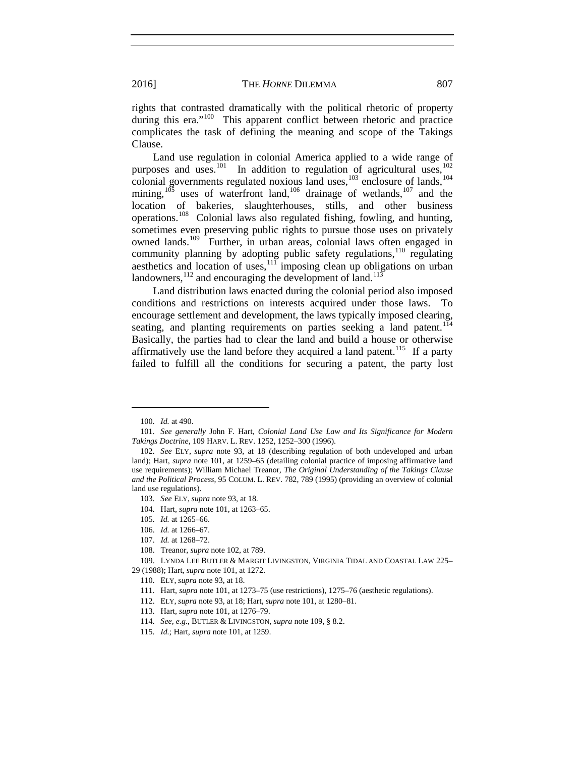rights that contrasted dramatically with the political rhetoric of property during this era."[100] This apparent conflict between rhetoric and practice complicates the task of defining the meaning and scope of the Takings Clause.

Land use regulation in colonial America applied to a wide range of purposes and uses.[101] In addition to regulation of agricultural uses,[102] colonial governments regulated noxious land uses,[103] enclosure of lands,[104] mining,[105] uses of waterfront land,[106] drainage of wetlands,[107] and the location of bakeries, slaughterhouses, stills, and other business operations.[108] Colonial laws also regulated fishing, fowling, and hunting, sometimes even preserving public rights to pursue those uses on privately owned lands.[109] Further, in urban areas, colonial laws often engaged in community planning by adopting public safety regulations,[110] regulating aesthetics and location of uses,[111] imposing clean up obligations on urban landowners,[112] and encouraging the development of land.[113]

Land distribution laws enacted during the colonial period also imposed conditions and restrictions on interests acquired under those laws. To encourage settlement and development, the laws typically imposed clearing, seating, and planting requirements on parties seeking a land patent.[114] Basically, the parties had to clear the land and build a house or otherwise affirmatively use the land before they acquired a land patent.[115] If a party failed to fulfill all the conditions for securing a patent, the party lost

---

100. *Id.* at 490.

101. *See generally* John F. Hart, *Colonial Land Use Law and Its Significance for Modern Takings Doctrine*, 109 HARV. L. REV. 1252, 1252–300 (1996).

102. *See* ELY, *supra* note 93, at 18 (describing regulation of both undeveloped and urban land); Hart, *supra* note 101, at 1259–65 (detailing colonial practice of imposing affirmative land use requirements); William Michael Treanor, *The Original Understanding of the Takings Clause and the Political Process*, 95 COLUM. L. REV. 782, 789 (1995) (providing an overview of colonial land use regulations).

103. *See* ELY, *supra* note 93, at 18.

104. Hart, *supra* note 101, at 1263–65.

105. *Id.* at 1265–66.

106. *Id.* at 1266–67.

107. *Id.* at 1268–72.

108. Treanor, *supra* note 102, at 789.

109. LYNDA LEE BUTLER & MARGIT LIVINGSTON, VIRGINIA TIDAL AND COASTAL LAW 225–29 (1988); Hart, *supra* note 101, at 1272.

110. ELY, *supra* note 93, at 18.

111. Hart, *supra* note 101, at 1273–75 (use restrictions), 1275–76 (aesthetic regulations).

112. ELY, *supra* note 93, at 18; Hart, *supra* note 101, at 1280–81.

113. Hart, *supra* note 101, at 1276–79.

114. *See, e.g.*, BUTLER & LIVINGSTON, *supra* note 109, § 8.2.

115. *Id.*; Hart, *supra* note 101, at 1259.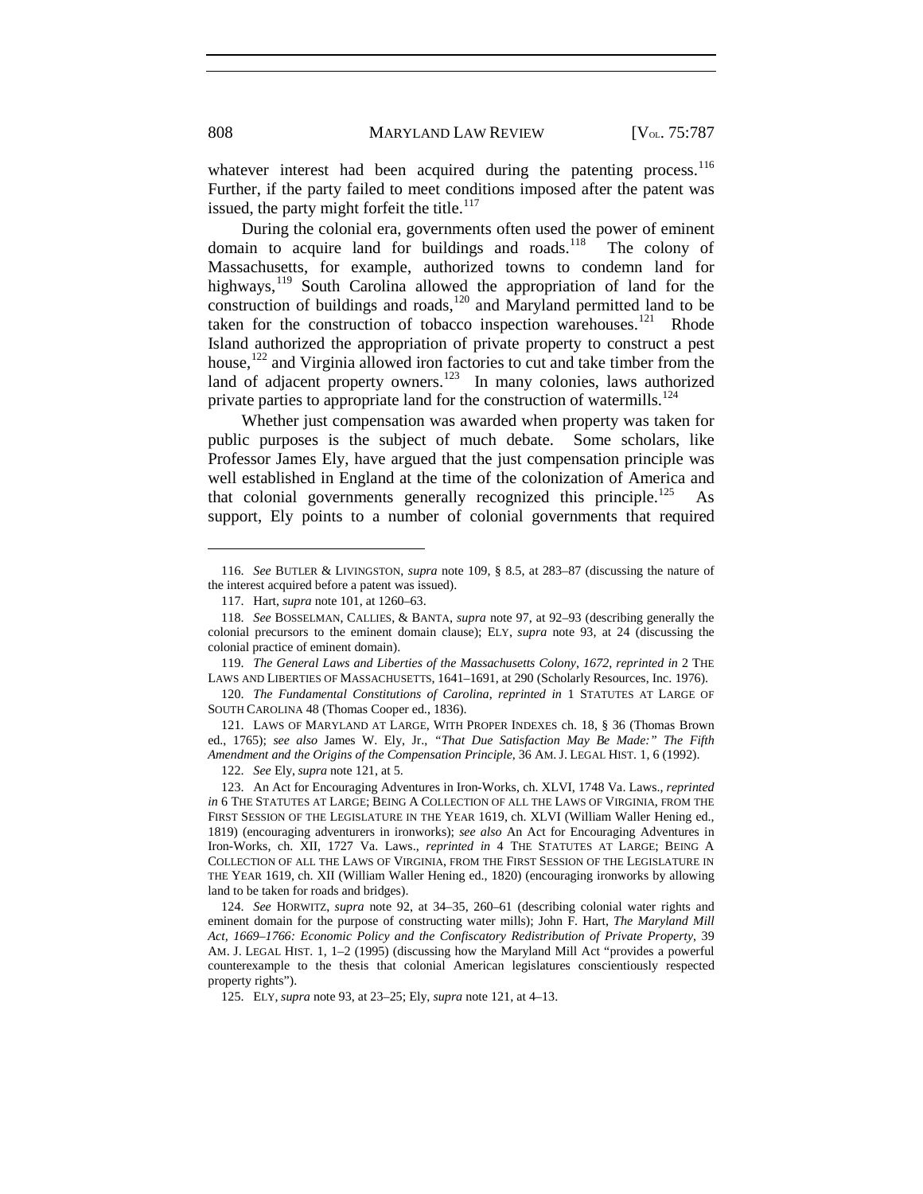whatever interest had been acquired during the patenting process.[116] Further, if the party failed to meet conditions imposed after the patent was issued, the party might forfeit the title.[117]

During the colonial era, governments often used the power of eminent domain to acquire land for buildings and roads.[118] The colony of Massachusetts, for example, authorized towns to condemn land for highways,[119] South Carolina allowed the appropriation of land for the construction of buildings and roads,[120] and Maryland permitted land to be taken for the construction of tobacco inspection warehouses.[121] Rhode Island authorized the appropriation of private property to construct a pest house,[122] and Virginia allowed iron factories to cut and take timber from the land of adjacent property owners.[123] In many colonies, laws authorized private parties to appropriate land for the construction of watermills.[124]

Whether just compensation was awarded when property was taken for public purposes is the subject of much debate. Some scholars, like Professor James Ely, have argued that the just compensation principle was well established in England at the time of the colonization of America and that colonial governments generally recognized this principle.[125] As support, Ely points to a number of colonial governments that required

---

116. *See* BUTLER & LIVINGSTON, *supra* note 109, § 8.5, at 283–87 (discussing the nature of the interest acquired before a patent was issued).

117. Hart, *supra* note 101, at 1260–63.

118. *See* BOSSELMAN, CALLIES, & BANTA, *supra* note 97, at 92–93 (describing generally the colonial precursors to the eminent domain clause); ELY, *supra* note 93, at 24 (discussing the colonial practice of eminent domain).

119. *The General Laws and Liberties of the Massachusetts Colony, 1672*, *reprinted in* 2 THE LAWS AND LIBERTIES OF MASSACHUSETTS, 1641–1691, at 290 (Scholarly Resources, Inc. 1976).

120. *The Fundamental Constitutions of Carolina*, *reprinted in* 1 STATUTES AT LARGE OF SOUTH CAROLINA 48 (Thomas Cooper ed., 1836).

121. LAWS OF MARYLAND AT LARGE, WITH PROPER INDEXES ch. 18, § 36 (Thomas Brown ed., 1765); *see also* James W. Ely, Jr., *"That Due Satisfaction May Be Made:" The Fifth Amendment and the Origins of the Compensation Principle*, 36 AM. J. LEGAL HIST. 1, 6 (1992).

122. *See* Ely, *supra* note 121, at 5.

123. An Act for Encouraging Adventures in Iron-Works, ch. XLVI, 1748 Va. Laws., *reprinted in* 6 THE STATUTES AT LARGE; BEING A COLLECTION OF ALL THE LAWS OF VIRGINIA, FROM THE FIRST SESSION OF THE LEGISLATURE IN THE YEAR 1619, ch. XLVI (William Waller Hening ed., 1819) (encouraging adventurers in ironworks); *see also* An Act for Encouraging Adventures in Iron-Works, ch. XII, 1727 Va. Laws., *reprinted in* 4 THE STATUTES AT LARGE; BEING A COLLECTION OF ALL THE LAWS OF VIRGINIA, FROM THE FIRST SESSION OF THE LEGISLATURE IN THE YEAR 1619, ch. XII (William Waller Hening ed., 1820) (encouraging ironworks by allowing land to be taken for roads and bridges).

124. *See* HORWITZ, *supra* note 92, at 34–35, 260–61 (describing colonial water rights and eminent domain for the purpose of constructing water mills); John F. Hart, *The Maryland Mill Act, 1669–1766: Economic Policy and the Confiscatory Redistribution of Private Property*, 39 AM. J. LEGAL HIST. 1, 1–2 (1995) (discussing how the Maryland Mill Act "provides a powerful counterexample to the thesis that colonial American legislatures conscientiously respected property rights").

125. ELY, *supra* note 93, at 23–25; Ely, *supra* note 121, at 4–13.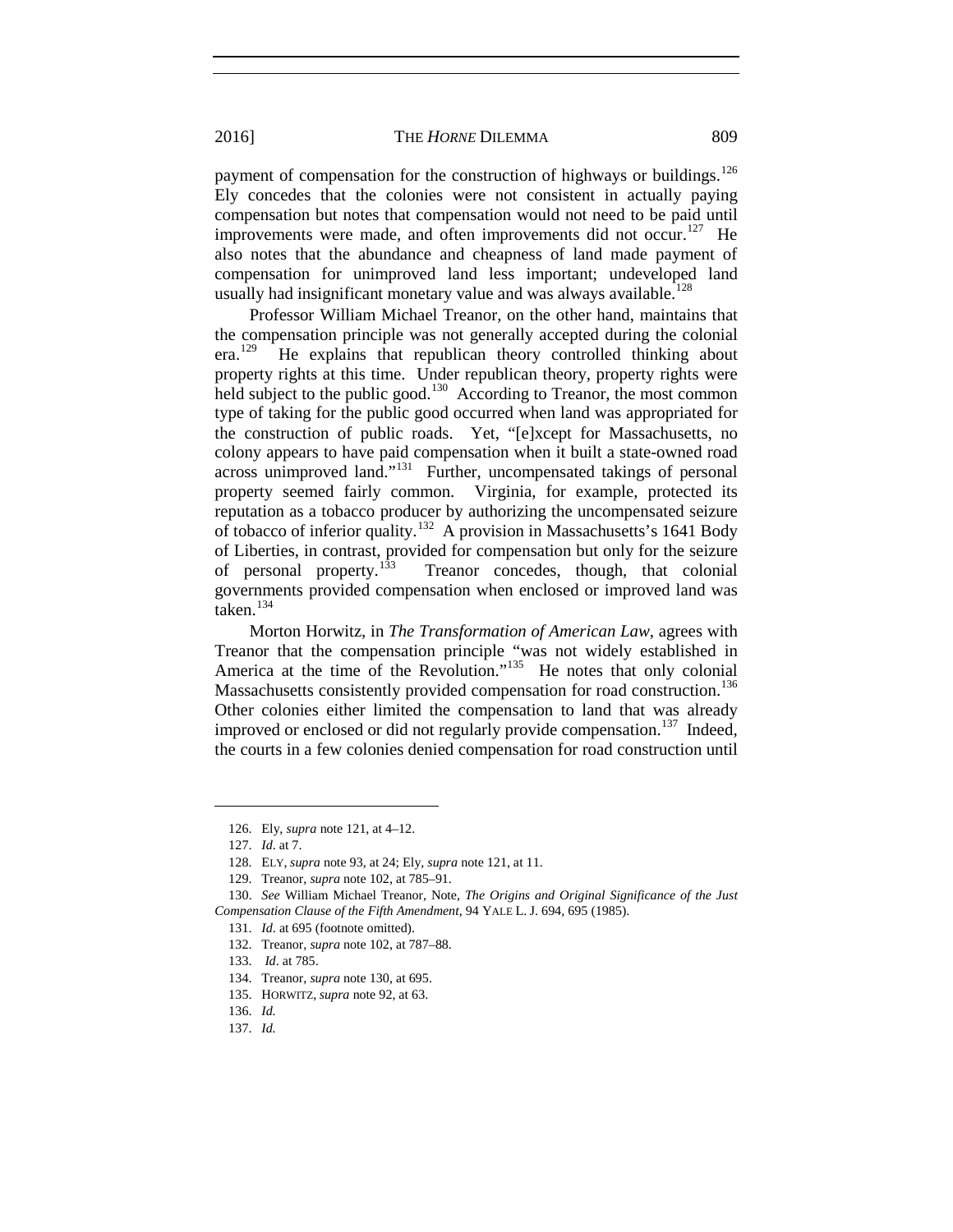payment of compensation for the construction of highways or buildings.[126] Ely concedes that the colonies were not consistent in actually paying compensation but notes that compensation would not need to be paid until improvements were made, and often improvements did not occur.[127] He also notes that the abundance and cheapness of land made payment of compensation for unimproved land less important; undeveloped land usually had insignificant monetary value and was always available.[128]

Professor William Michael Treanor, on the other hand, maintains that the compensation principle was not generally accepted during the colonial era.[129] He explains that republican theory controlled thinking about property rights at this time. Under republican theory, property rights were held subject to the public good.[130] According to Treanor, the most common type of taking for the public good occurred when land was appropriated for the construction of public roads. Yet, "[e]xcept for Massachusetts, no colony appears to have paid compensation when it built a state-owned road across unimproved land."[131] Further, uncompensated takings of personal property seemed fairly common. Virginia, for example, protected its reputation as a tobacco producer by authorizing the uncompensated seizure of tobacco of inferior quality.[132] A provision in Massachusetts's 1641 Body of Liberties, in contrast, provided for compensation but only for the seizure of personal property.[133] Treanor concedes, though, that colonial governments provided compensation when enclosed or improved land was taken.[134]

Morton Horwitz, in *The Transformation of American Law*, agrees with Treanor that the compensation principle "was not widely established in America at the time of the Revolution."[135] He notes that only colonial Massachusetts consistently provided compensation for road construction.[136] Other colonies either limited the compensation to land that was already improved or enclosed or did not regularly provide compensation.[137] Indeed, the courts in a few colonies denied compensation for road construction until

---

126. Ely, *supra* note 121, at 4–12.

127. *Id*. at 7.

128. ELY, *supra* note 93, at 24; Ely, *supra* note 121, at 11.

129. Treanor, *supra* note 102, at 785–91.

130. *See* William Michael Treanor, Note, *The Origins and Original Significance of the Just Compensation Clause of the Fifth Amendment*, 94 YALE L. J. 694, 695 (1985).

131. *Id*. at 695 (footnote omitted).

132. Treanor, *supra* note 102, at 787–88.

133. *Id*. at 785.

134. Treanor, *supra* note 130, at 695.

135. HORWITZ, *supra* note 92, at 63.

136. *Id.*

137. *Id.*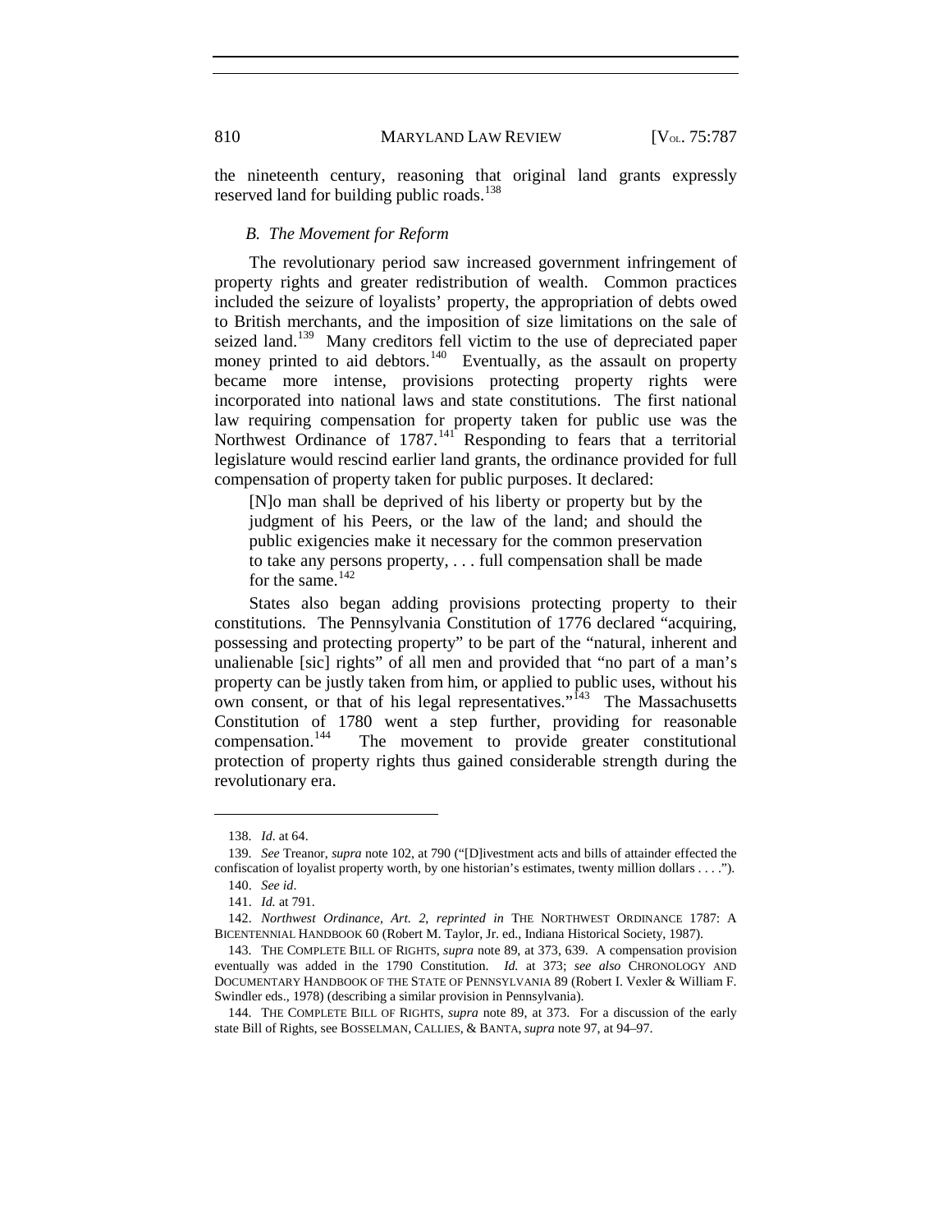the nineteenth century, reasoning that original land grants expressly reserved land for building public roads.[138]

### *B. The Movement for Reform*

The revolutionary period saw increased government infringement of property rights and greater redistribution of wealth. Common practices included the seizure of loyalists' property, the appropriation of debts owed to British merchants, and the imposition of size limitations on the sale of seized land.[139] Many creditors fell victim to the use of depreciated paper money printed to aid debtors.[140] Eventually, as the assault on property became more intense, provisions protecting property rights were incorporated into national laws and state constitutions. The first national law requiring compensation for property taken for public use was the Northwest Ordinance of 1787.[141] Responding to fears that a territorial legislature would rescind earlier land grants, the ordinance provided for full compensation of property taken for public purposes. It declared:

> [N]o man shall be deprived of his liberty or property but by the judgment of his Peers, or the law of the land; and should the public exigencies make it necessary for the common preservation to take any persons property, . . . full compensation shall be made for the same.[142]

States also began adding provisions protecting property to their constitutions. The Pennsylvania Constitution of 1776 declared "acquiring, possessing and protecting property" to be part of the "natural, inherent and unalienable [sic] rights" of all men and provided that "no part of a man's property can be justly taken from him, or applied to public uses, without his own consent, or that of his legal representatives."[143] The Massachusetts Constitution of 1780 went a step further, providing for reasonable compensation.[144] The movement to provide greater constitutional protection of property rights thus gained considerable strength during the revolutionary era.

---

138. *Id*. at 64.

139. *See* Treanor, *supra* note 102, at 790 ("[D]ivestment acts and bills of attainder effected the confiscation of loyalist property worth, by one historian's estimates, twenty million dollars . . . .").

140. *See id*.

141. *Id.* at 791.

142. *Northwest Ordinance, Art. 2*, *reprinted in* THE NORTHWEST ORDINANCE 1787: A BICENTENNIAL HANDBOOK 60 (Robert M. Taylor, Jr. ed., Indiana Historical Society, 1987).

143. THE COMPLETE BILL OF RIGHTS, *supra* note 89, at 373, 639. A compensation provision eventually was added in the 1790 Constitution. *Id.* at 373; *see also* CHRONOLOGY AND DOCUMENTARY HANDBOOK OF THE STATE OF PENNSYLVANIA 89 (Robert I. Vexler & William F. Swindler eds., 1978) (describing a similar provision in Pennsylvania).

144. THE COMPLETE BILL OF RIGHTS, *supra* note 89, at 373. For a discussion of the early state Bill of Rights, see BOSSELMAN, CALLIES, & BANTA, *supra* note 97, at 94–97.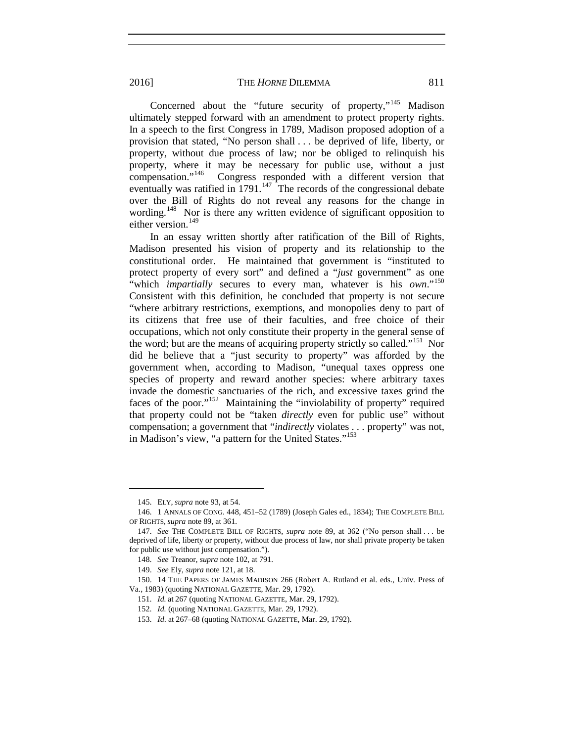Concerned about the "future security of property,"[145] Madison ultimately stepped forward with an amendment to protect property rights. In a speech to the first Congress in 1789, Madison proposed adoption of a provision that stated, "No person shall . . . be deprived of life, liberty, or property, without due process of law; nor be obliged to relinquish his property, where it may be necessary for public use, without a just compensation."[146] Congress responded with a different version that eventually was ratified in 1791.[147] The records of the congressional debate over the Bill of Rights do not reveal any reasons for the change in wording.[148] Nor is there any written evidence of significant opposition to either version.[149]

In an essay written shortly after ratification of the Bill of Rights, Madison presented his vision of property and its relationship to the constitutional order. He maintained that government is "instituted to protect property of every sort" and defined a "*just* government" as one "which *impartially* secures to every man, whatever is his *own*."[150] Consistent with this definition, he concluded that property is not secure "where arbitrary restrictions, exemptions, and monopolies deny to part of its citizens that free use of their faculties, and free choice of their occupations, which not only constitute their property in the general sense of the word; but are the means of acquiring property strictly so called."[151] Nor did he believe that a "just security to property" was afforded by the government when, according to Madison, "unequal taxes oppress one species of property and reward another species: where arbitrary taxes invade the domestic sanctuaries of the rich, and excessive taxes grind the faces of the poor."[152] Maintaining the "inviolability of property" required that property could not be "taken *directly* even for public use" without compensation; a government that "*indirectly* violates . . . property" was not, in Madison's view, "a pattern for the United States."[153]

---

145. ELY, *supra* note 93, at 54.

146. 1 ANNALS OF CONG. 448, 451–52 (1789) (Joseph Gales ed., 1834); THE COMPLETE BILL OF RIGHTS, *supra* note 89, at 361.

147. *See* THE COMPLETE BILL OF RIGHTS, *supra* note 89, at 362 ("No person shall . . . be deprived of life, liberty or property, without due process of law, nor shall private property be taken for public use without just compensation.").

148. *See* Treanor, *supra* note 102, at 791.

149. *See* Ely, *supra* note 121, at 18.

150. 14 THE PAPERS OF JAMES MADISON 266 (Robert A. Rutland et al. eds., Univ. Press of Va., 1983) (quoting NATIONAL GAZETTE, Mar. 29, 1792).

151. *Id.* at 267 (quoting NATIONAL GAZETTE, Mar. 29, 1792).

152. *Id.* (quoting NATIONAL GAZETTE, Mar. 29, 1792).

153. *Id.* at 267–68 (quoting NATIONAL GAZETTE, Mar. 29, 1792).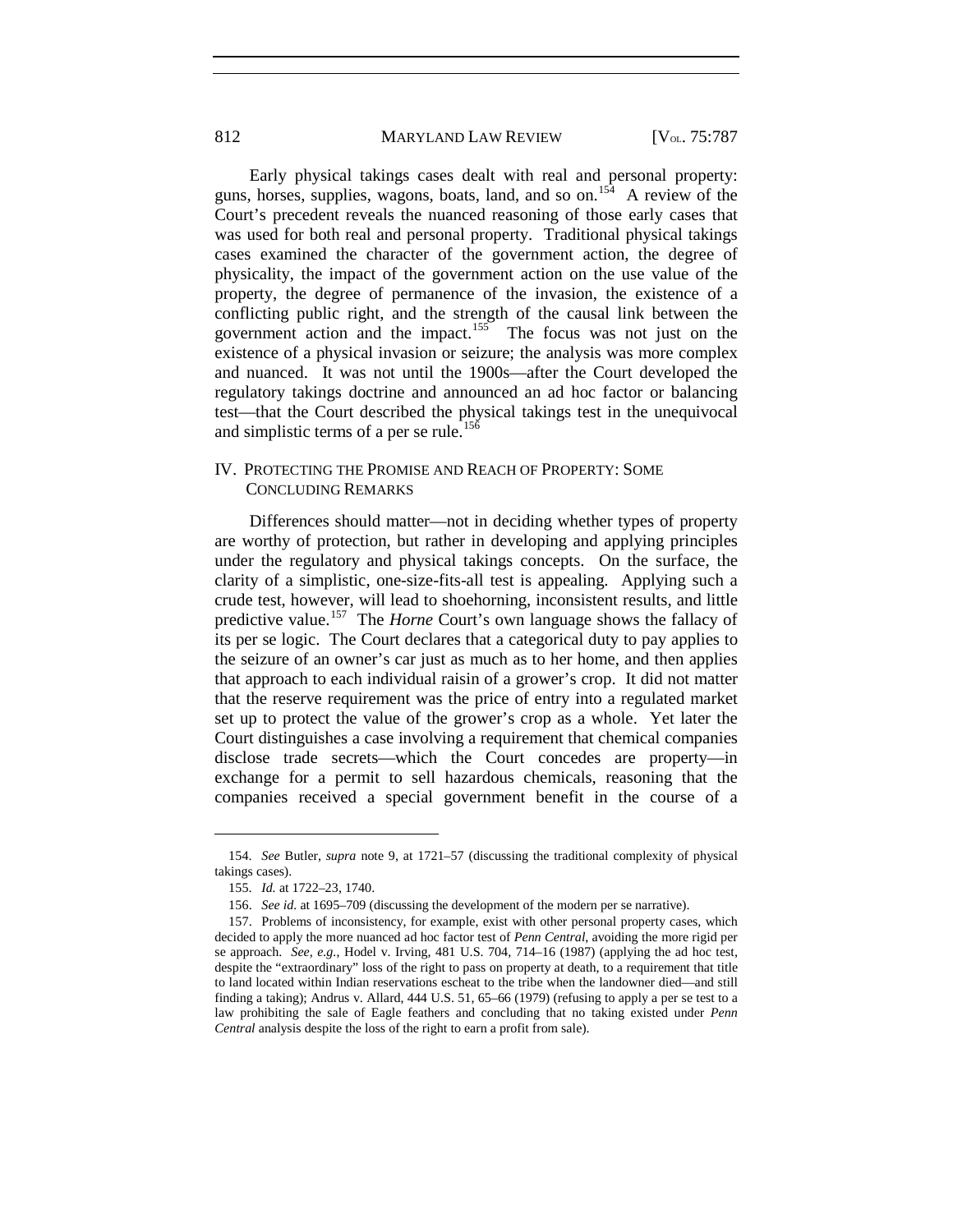Early physical takings cases dealt with real and personal property: guns, horses, supplies, wagons, boats, land, and so on.[154] A review of the Court's precedent reveals the nuanced reasoning of those early cases that was used for both real and personal property. Traditional physical takings cases examined the character of the government action, the degree of physicality, the impact of the government action on the use value of the property, the degree of permanence of the invasion, the existence of a conflicting public right, and the strength of the causal link between the government action and the impact.[155] The focus was not just on the existence of a physical invasion or seizure; the analysis was more complex and nuanced. It was not until the 1900s—after the Court developed the regulatory takings doctrine and announced an ad hoc factor or balancing test—that the Court described the physical takings test in the unequivocal and simplistic terms of a per se rule.[156]

## IV. Protecting the Promise and Reach of Property: Some Concluding Remarks

Differences should matter—not in deciding whether types of property are worthy of protection, but rather in developing and applying principles under the regulatory and physical takings concepts. On the surface, the clarity of a simplistic, one-size-fits-all test is appealing. Applying such a crude test, however, will lead to shoehorning, inconsistent results, and little predictive value.[157] The *Horne* Court's own language shows the fallacy of its per se logic. The Court declares that a categorical duty to pay applies to the seizure of an owner's car just as much as to her home, and then applies that approach to each individual raisin of a grower's crop. It did not matter that the reserve requirement was the price of entry into a regulated market set up to protect the value of the grower's crop as a whole. Yet later the Court distinguishes a case involving a requirement that chemical companies disclose trade secrets—which the Court concedes are property—in exchange for a permit to sell hazardous chemicals, reasoning that the companies received a special government benefit in the course of a

---

154. *See* Butler, *supra* note 9, at 1721–57 (discussing the traditional complexity of physical takings cases).

155. *Id.* at 1722–23, 1740.

156. *See id.* at 1695–709 (discussing the development of the modern per se narrative).

157. Problems of inconsistency, for example, exist with other personal property cases, which decided to apply the more nuanced ad hoc factor test of *Penn Central*, avoiding the more rigid per se approach. *See, e.g.*, Hodel v. Irving, 481 U.S. 704, 714–16 (1987) (applying the ad hoc test, despite the "extraordinary" loss of the right to pass on property at death, to a requirement that title to land located within Indian reservations escheat to the tribe when the landowner died—and still finding a taking); Andrus v. Allard, 444 U.S. 51, 65–66 (1979) (refusing to apply a per se test to a law prohibiting the sale of Eagle feathers and concluding that no taking existed under *Penn Central* analysis despite the loss of the right to earn a profit from sale).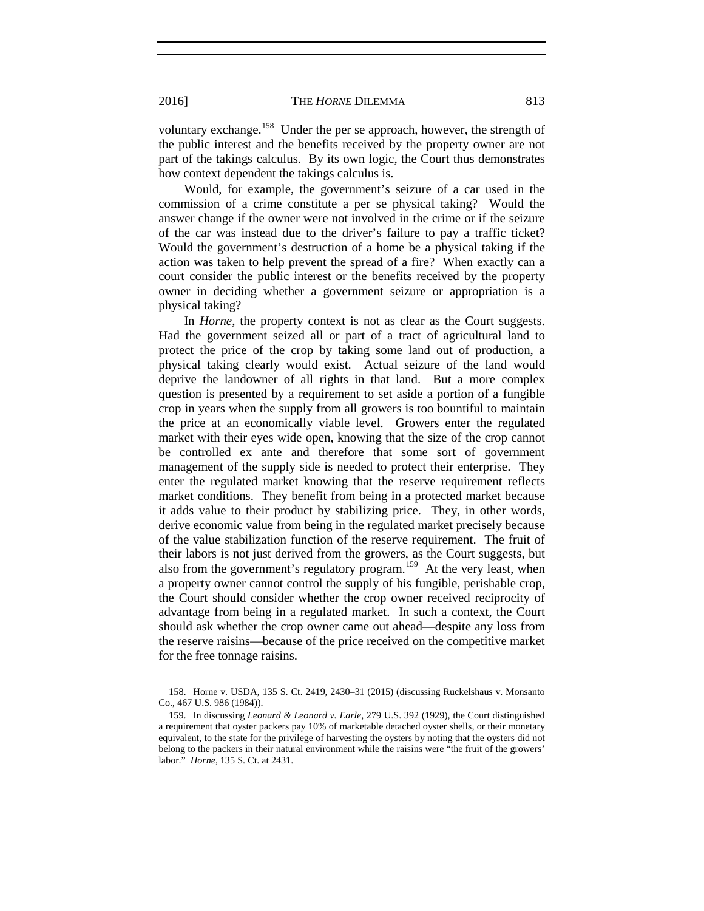voluntary exchange.[158] Under the per se approach, however, the strength of the public interest and the benefits received by the property owner are not part of the takings calculus. By its own logic, the Court thus demonstrates how context dependent the takings calculus is.

Would, for example, the government's seizure of a car used in the commission of a crime constitute a per se physical taking? Would the answer change if the owner were not involved in the crime or if the seizure of the car was instead due to the driver's failure to pay a traffic ticket? Would the government's destruction of a home be a physical taking if the action was taken to help prevent the spread of a fire? When exactly can a court consider the public interest or the benefits received by the property owner in deciding whether a government seizure or appropriation is a physical taking?

In *Horne*, the property context is not as clear as the Court suggests. Had the government seized all or part of a tract of agricultural land to protect the price of the crop by taking some land out of production, a physical taking clearly would exist. Actual seizure of the land would deprive the landowner of all rights in that land. But a more complex question is presented by a requirement to set aside a portion of a fungible crop in years when the supply from all growers is too bountiful to maintain the price at an economically viable level. Growers enter the regulated market with their eyes wide open, knowing that the size of the crop cannot be controlled ex ante and therefore that some sort of government management of the supply side is needed to protect their enterprise. They enter the regulated market knowing that the reserve requirement reflects market conditions. They benefit from being in a protected market because it adds value to their product by stabilizing price. They, in other words, derive economic value from being in the regulated market precisely because of the value stabilization function of the reserve requirement. The fruit of their labors is not just derived from the growers, as the Court suggests, but also from the government's regulatory program.[159] At the very least, when a property owner cannot control the supply of his fungible, perishable crop, the Court should consider whether the crop owner received reciprocity of advantage from being in a regulated market. In such a context, the Court should ask whether the crop owner came out ahead—despite any loss from the reserve raisins—because of the price received on the competitive market for the free tonnage raisins.

---

158. Horne v. USDA, 135 S. Ct. 2419, 2430–31 (2015) (discussing Ruckelshaus v. Monsanto Co., 467 U.S. 986 (1984)).

159. In discussing *Leonard & Leonard v. Earle*, 279 U.S. 392 (1929), the Court distinguished a requirement that oyster packers pay 10% of marketable detached oyster shells, or their monetary equivalent, to the state for the privilege of harvesting the oysters by noting that the oysters did not belong to the packers in their natural environment while the raisins were "the fruit of the growers' labor." *Horne*, 135 S. Ct. at 2431.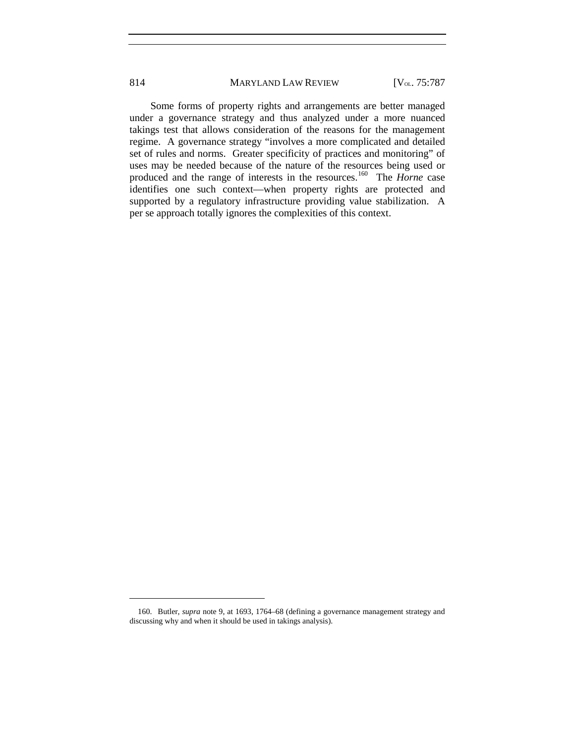Some forms of property rights and arrangements are better managed under a governance strategy and thus analyzed under a more nuanced takings test that allows consideration of the reasons for the management regime. A governance strategy "involves a more complicated and detailed set of rules and norms. Greater specificity of practices and monitoring" of uses may be needed because of the nature of the resources being used or produced and the range of interests in the resources.[160] The *Horne* case identifies one such context—when property rights are protected and supported by a regulatory infrastructure providing value stabilization. A per se approach totally ignores the complexities of this context.

---

160. Butler, *supra* note 9, at 1693, 1764–68 (defining a governance management strategy and discussing why and when it should be used in takings analysis).